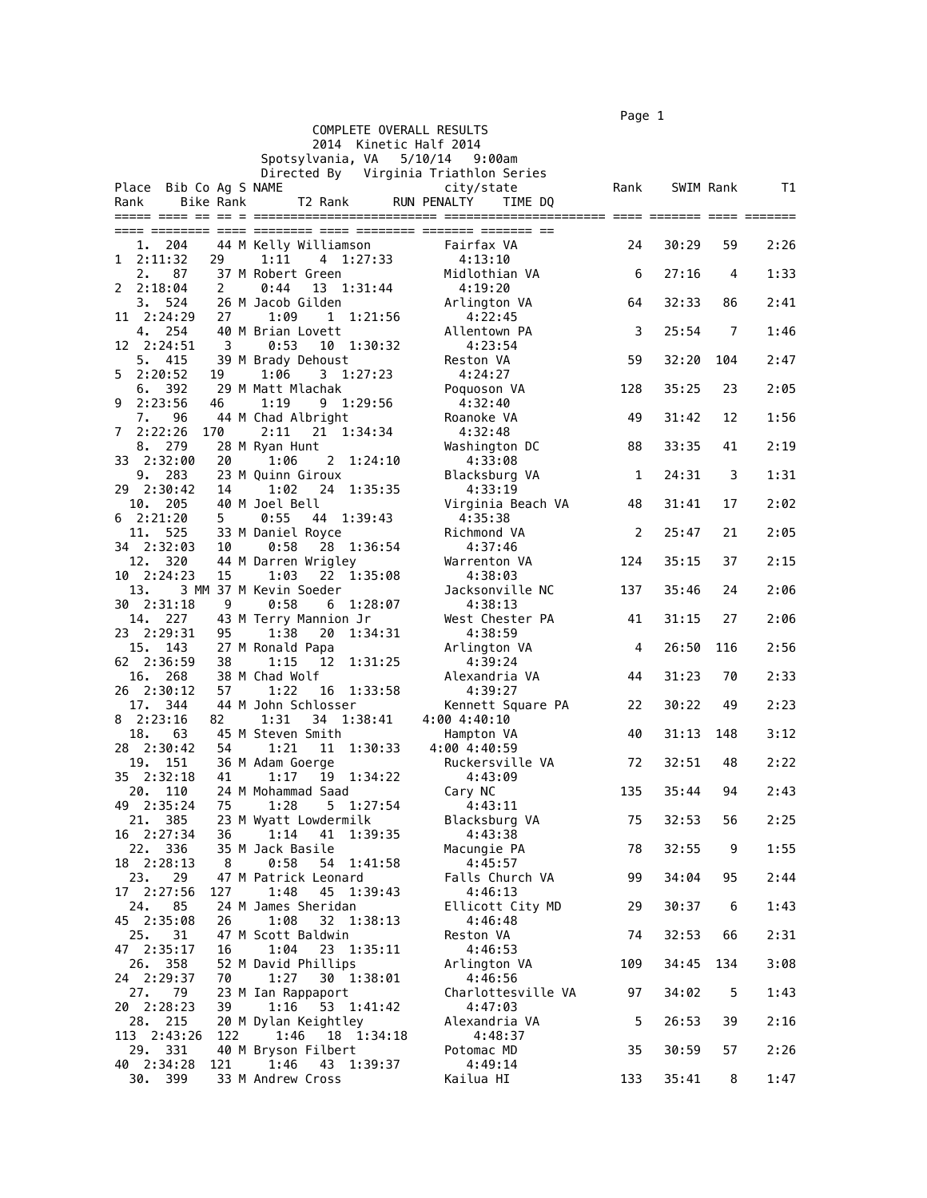COMPLETE OVERALL RESULTS
2014 Kinetic Half 2014
Spotsylvania, VA 5/10/14 9:00am
Directed By Virginia Triathlon Series

| Place | Bib | Co | Ag | S | NAME | city/state | Rank | SWIM | Rank | T1 | Rank | Bike | Rank | T2 | Rank | RUN | PENALTY | TIME | DQ |
|---|---|---|---|---|---|---|---|---|---|---|---|---|---|---|---|---|---|---|---|
| 1. | 204 | | 44 | M | Kelly Williamson | Fairfax VA | 24 | 30:29 | 59 | 2:26 | 1 | 2:11:32 | 29 | 1:11 | 4 | 1:27:33 | | 4:13:10 | |
| 2. | 87 | | 37 | M | Robert Green | Midlothian VA | 6 | 27:16 | 4 | 1:33 | 2 | 2:18:04 | 2 | 0:44 | 13 | 1:31:44 | | 4:19:20 | |
| 3. | 524 | | 26 | M | Jacob Gilden | Arlington VA | 64 | 32:33 | 86 | 2:41 | 11 | 2:24:29 | 27 | 1:09 | 1 | 1:21:56 | | 4:22:45 | |
| 4. | 254 | | 40 | M | Brian Lovett | Allentown PA | 3 | 25:54 | 7 | 1:46 | 12 | 2:24:51 | 3 | 0:53 | 10 | 1:30:32 | | 4:23:54 | |
| 5. | 415 | | 39 | M | Brady Dehoust | Reston VA | 59 | 32:20 | 104 | 2:47 | 5 | 2:20:52 | 19 | 1:06 | 3 | 1:27:23 | | 4:24:27 | |
| 6. | 392 | | 29 | M | Matt Mlachak | Poquoson VA | 128 | 35:25 | 23 | 2:05 | 9 | 2:23:56 | 46 | 1:19 | 9 | 1:29:56 | | 4:32:40 | |
| 7. | 96 | | 44 | M | Chad Albright | Roanoke VA | 49 | 31:42 | 12 | 1:56 | 7 | 2:22:26 | 170 | 2:11 | 21 | 1:34:34 | | 4:32:48 | |
| 8. | 279 | | 28 | M | Ryan Hunt | Washington DC | 88 | 33:35 | 41 | 2:19 | 33 | 2:32:00 | 20 | 1:06 | 2 | 1:24:10 | | 4:33:08 | |
| 9. | 283 | | 23 | M | Quinn Giroux | Blacksburg VA | 1 | 24:31 | 3 | 1:31 | 29 | 2:30:42 | 14 | 1:02 | 24 | 1:35:35 | | 4:33:19 | |
| 10. | 205 | | 40 | M | Joel Bell | Virginia Beach VA | 48 | 31:41 | 17 | 2:02 | 6 | 2:21:20 | 5 | 0:55 | 44 | 1:39:43 | | 4:35:38 | |
| 11. | 525 | | 33 | M | Daniel Royce | Richmond VA | 2 | 25:47 | 21 | 2:05 | 34 | 2:32:03 | 10 | 0:58 | 28 | 1:36:54 | | 4:37:46 | |
| 12. | 320 | | 44 | M | Darren Wrigley | Warrenton VA | 124 | 35:15 | 37 | 2:15 | 10 | 2:24:23 | 15 | 1:03 | 22 | 1:35:08 | | 4:38:03 | |
| 13. | 3 | MM | 37 | M | Kevin Soeder | Jacksonville NC | 137 | 35:46 | 24 | 2:06 | 30 | 2:31:18 | 9 | 0:58 | 6 | 1:28:07 | | 4:38:13 | |
| 14. | 227 | | 43 | M | Terry Mannion Jr | West Chester PA | 41 | 31:15 | 27 | 2:06 | 23 | 2:29:31 | 95 | 1:38 | 20 | 1:34:31 | | 4:38:59 | |
| 15. | 143 | | 27 | M | Ronald Papa | Arlington VA | 4 | 26:50 | 116 | 2:56 | 62 | 2:36:59 | 38 | 1:15 | 12 | 1:31:25 | | 4:39:24 | |
| 16. | 268 | | 38 | M | Chad Wolf | Alexandria VA | 44 | 31:23 | 70 | 2:33 | 26 | 2:30:12 | 57 | 1:22 | 16 | 1:33:58 | | 4:39:27 | |
| 17. | 344 | | 44 | M | John Schlosser | Kennett Square PA | 22 | 30:22 | 49 | 2:23 | 8 | 2:23:16 | 82 | 1:31 | 34 | 1:38:41 | 4:00 | 4:40:10 | |
| 18. | 63 | | 45 | M | Steven Smith | Hampton VA | 40 | 31:13 | 148 | 3:12 | 28 | 2:30:42 | 54 | 1:21 | 11 | 1:30:33 | 4:00 | 4:40:59 | |
| 19. | 151 | | 36 | M | Adam Goerge | Ruckersville VA | 72 | 32:51 | 48 | 2:22 | 35 | 2:32:18 | 41 | 1:17 | 19 | 1:34:22 | | 4:43:09 | |
| 20. | 110 | | 24 | M | Mohammad Saad | Cary NC | 135 | 35:44 | 94 | 2:43 | 49 | 2:35:24 | 75 | 1:28 | 5 | 1:27:54 | | 4:43:11 | |
| 21. | 385 | | 23 | M | Wyatt Lowdermilk | Blacksburg VA | 75 | 32:53 | 56 | 2:25 | 16 | 2:27:34 | 36 | 1:14 | 41 | 1:39:35 | | 4:43:38 | |
| 22. | 336 | | 35 | M | Jack Basile | Macungie PA | 78 | 32:55 | 9 | 1:55 | 18 | 2:28:13 | 8 | 0:58 | 54 | 1:41:58 | | 4:45:57 | |
| 23. | 29 | | 47 | M | Patrick Leonard | Falls Church VA | 99 | 34:04 | 95 | 2:44 | 17 | 2:27:56 | 127 | 1:48 | 45 | 1:39:43 | | 4:46:13 | |
| 24. | 85 | | 24 | M | James Sheridan | Ellicott City MD | 29 | 30:37 | 6 | 1:43 | 45 | 2:35:08 | 26 | 1:08 | 32 | 1:38:13 | | 4:46:48 | |
| 25. | 31 | | 47 | M | Scott Baldwin | Reston VA | 74 | 32:53 | 66 | 2:31 | 47 | 2:35:17 | 16 | 1:04 | 23 | 1:35:11 | | 4:46:53 | |
| 26. | 358 | | 52 | M | David Phillips | Arlington VA | 109 | 34:45 | 134 | 3:08 | 24 | 2:29:37 | 70 | 1:27 | 30 | 1:38:01 | | 4:46:56 | |
| 27. | 79 | | 23 | M | Ian Rappaport | Charlottesville VA | 97 | 34:02 | 5 | 1:43 | 20 | 2:28:23 | 39 | 1:16 | 53 | 1:41:42 | | 4:47:03 | |
| 28. | 215 | | 20 | M | Dylan Keightley | Alexandria VA | 5 | 26:53 | 39 | 2:16 | 113 | 2:43:26 | 122 | 1:46 | 18 | 1:34:18 | | 4:48:37 | |
| 29. | 331 | | 40 | M | Bryson Filbert | Potomac MD | 35 | 30:59 | 57 | 2:26 | 40 | 2:34:28 | 121 | 1:46 | 43 | 1:39:37 | | 4:49:14 | |
| 30. | 399 | | 33 | M | Andrew Cross | Kailua HI | 133 | 35:41 | 8 | 1:47 | | | | | | | | | |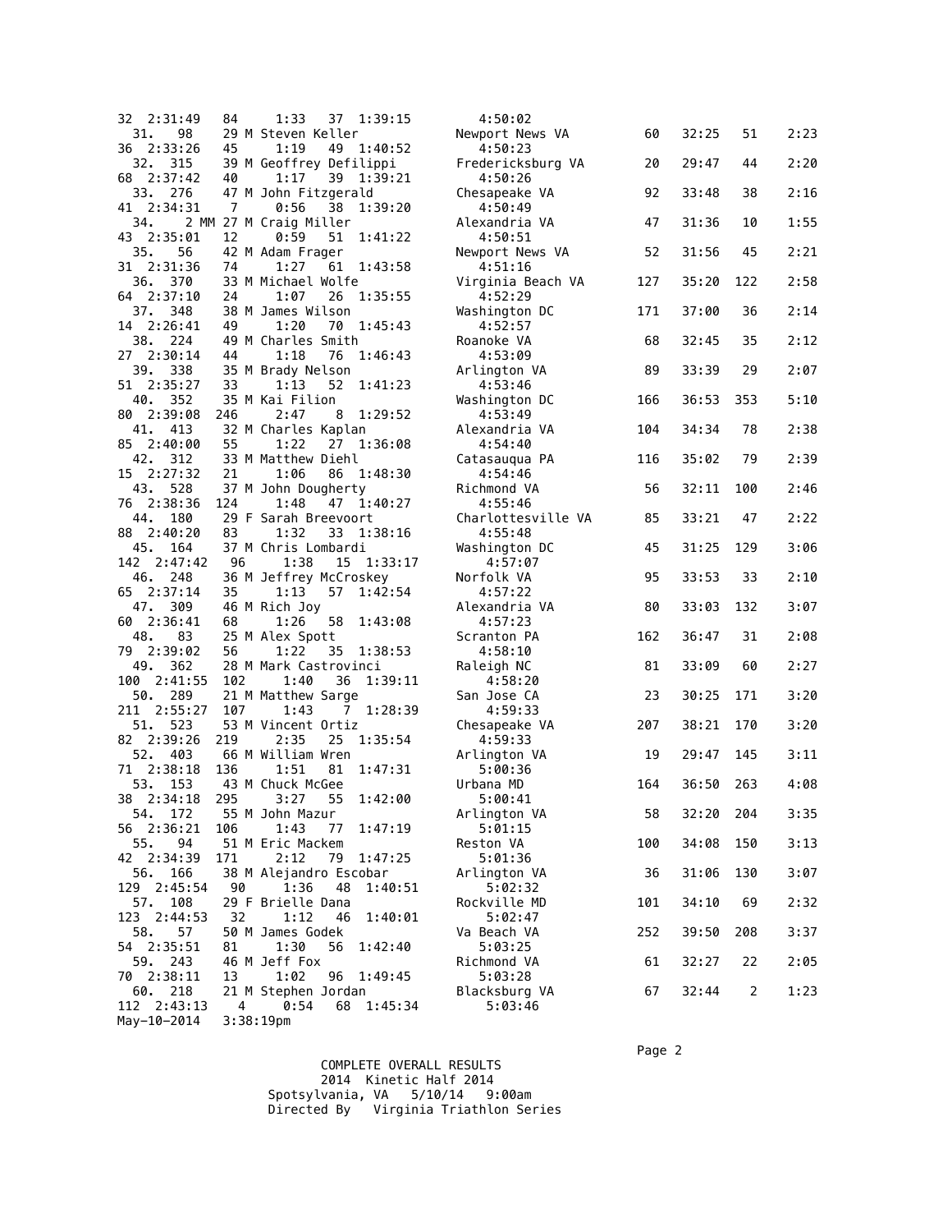```
32 2:31:49   84     1:33   37  1:39:15         4:50:02
  31.   98    29 M Steven Keller             Newport News VA        60   32:25   51     2:23
36 2:33:26   45     1:19   49  1:40:52         4:50:23
  32.  315    39 M Geoffrey Defilippi        Fredericksburg VA      20   29:47   44     2:20
68 2:37:42   40     1:17   39  1:39:21         4:50:26
  33.  276    47 M John Fitzgerald           Chesapeake VA          92   33:48   38     2:16
41 2:34:31    7     0:56   38  1:39:20         4:50:49
  34.    2 MM 27 M Craig Miller              Alexandria VA          47   31:36   10     1:55
43 2:35:01   12     0:59   51  1:41:22         4:50:51
  35.   56    42 M Adam Frager               Newport News VA        52   31:56   45     2:21
31 2:31:36   74     1:27   61  1:43:58         4:51:16
  36.  370    33 M Michael Wolfe             Virginia Beach VA     127   35:20  122     2:58
64 2:37:10   24     1:07   26  1:35:55         4:52:29
  37.  348    38 M James Wilson              Washington DC         171   37:00   36     2:14
14 2:26:41   49     1:20   70  1:45:43         4:52:57
  38.  224    49 M Charles Smith             Roanoke VA             68   32:45   35     2:12
27 2:30:14   44     1:18   76  1:46:43         4:53:09
  39.  338    35 M Brady Nelson              Arlington VA           89   33:39   29     2:07
51 2:35:27   33     1:13   52  1:41:23         4:53:46
  40.  352    35 M Kai Filion                Washington DC         166   36:53  353     5:10
80 2:39:08  246     2:47    8  1:29:52         4:53:49
  41.  413    32 M Charles Kaplan            Alexandria VA         104   34:34   78     2:38
85 2:40:00   55     1:22   27  1:36:08         4:54:40
  42.  312    33 M Matthew Diehl             Catasauqua PA         116   35:02   79     2:39
15 2:27:32   21     1:06   86  1:48:30         4:54:46
  43.  528    37 M John Dougherty            Richmond VA            56   32:11  100     2:46
76 2:38:36  124     1:48   47  1:40:27         4:55:46
  44.  180    29 F Sarah Breevoort           Charlottesville VA     85   33:21   47     2:22
88 2:40:20   83     1:32   33  1:38:16         4:55:48
  45.  164    37 M Chris Lombardi            Washington DC          45   31:25  129     3:06
142 2:47:42   96     1:38   15  1:33:17         4:57:07
  46.  248    36 M Jeffrey McCroskey         Norfolk VA             95   33:53   33     2:10
65 2:37:14   35     1:13   57  1:42:54         4:57:22
  47.  309    46 M Rich Joy                  Alexandria VA          80   33:03  132     3:07
60 2:36:41   68     1:26   58  1:43:08         4:57:23
  48.   83    25 M Alex Spott                Scranton PA           162   36:47   31     2:08
79 2:39:02   56     1:22   35  1:38:53         4:58:10
  49.  362    28 M Mark Castrovinci          Raleigh NC             81   33:09   60     2:27
100 2:41:55  102     1:40   36  1:39:11         4:58:20
  50.  289    21 M Matthew Sarge             San Jose CA            23   30:25  171     3:20
211 2:55:27  107     1:43    7  1:28:39         4:59:33
  51.  523    53 M Vincent Ortiz             Chesapeake VA         207   38:21  170     3:20
82 2:39:26  219     2:35   25  1:35:54         4:59:33
  52.  403    66 M William Wren              Arlington VA           19   29:47  145     3:11
71 2:38:18  136     1:51   81  1:47:31         5:00:36
  53.  153    43 M Chuck McGee               Urbana MD             164   36:50  263     4:08
38 2:34:18  295     3:27   55  1:42:00         5:00:41
  54.  172    55 M John Mazur                Arlington VA           58   32:20  204     3:35
56 2:36:21  106     1:43   77  1:47:19         5:01:15
  55.   94    51 M Eric Mackem               Reston VA             100   34:08  150     3:13
42 2:34:39  171     2:12   79  1:47:25         5:01:36
  56.  166    38 M Alejandro Escobar         Arlington VA           36   31:06  130     3:07
129 2:45:54   90     1:36   48  1:40:51         5:02:32
  57.  108    29 F Brielle Dana              Rockville MD          101   34:10   69     2:32
123 2:44:53   32     1:12   46  1:40:01         5:02:47
  58.   57    50 M James Godek               Va Beach VA           252   39:50  208     3:37
54 2:35:51   81     1:30   56  1:42:40         5:03:25
  59.  243    46 M Jeff Fox                  Richmond VA            61   32:27   22     2:05
70 2:38:11   13     1:02   96  1:49:45         5:03:28
  60.  218    21 M Stephen Jordan            Blacksburg VA          67   32:44    2     1:23
112 2:43:13    4     0:54   68  1:45:34         5:03:46
May-10-2014   3:38:19pm
```

COMPLETE OVERALL RESULTS
2014 Kinetic Half 2014
Spotsylvania, VA 5/10/14 9:00am
Directed By Virginia Triathlon Series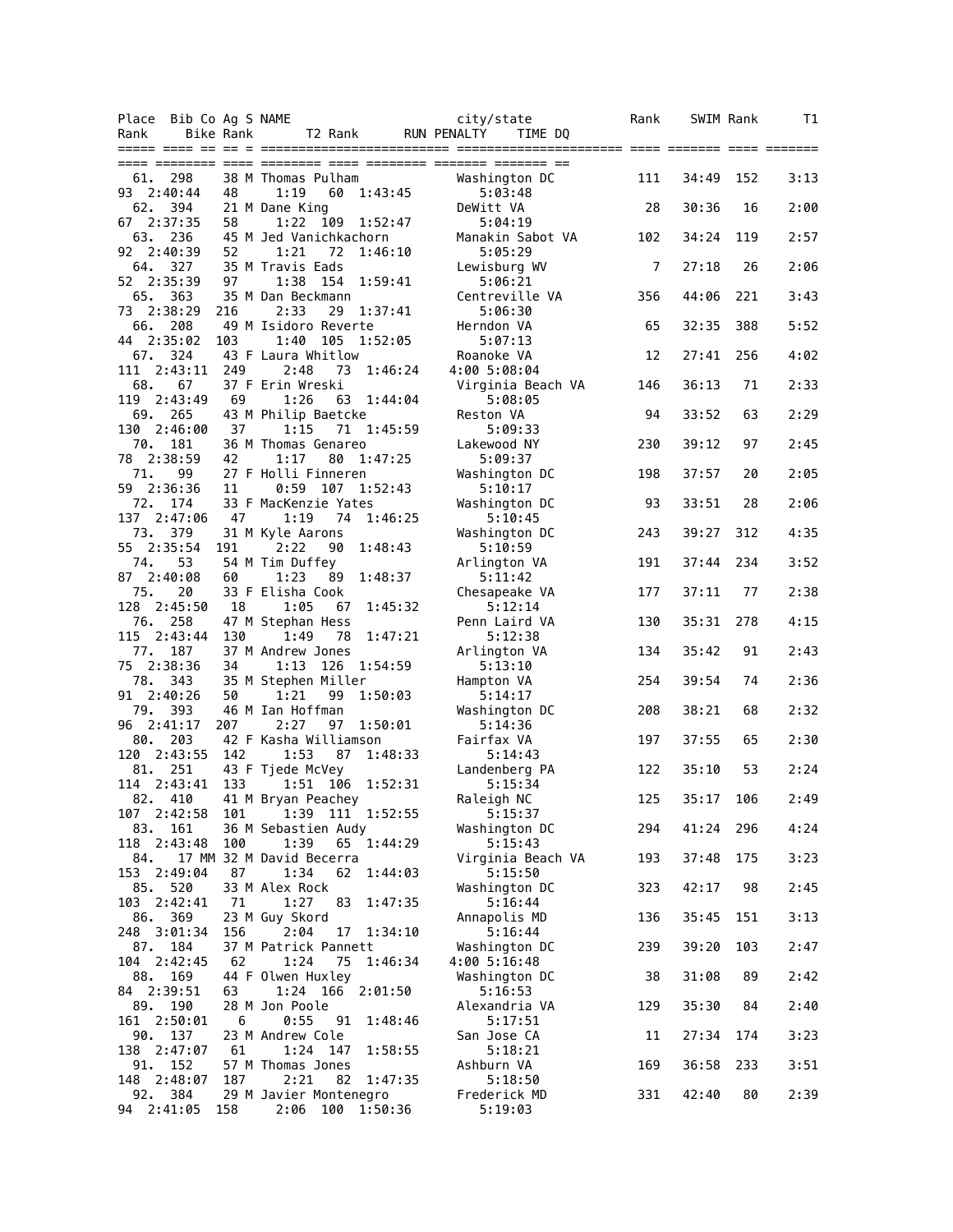| Place | Bib | Co | Ag | S | NAME | city/state | Rank | SWIM | Rank | T1 | Rank | Bike | Rank | T2 | Rank | RUN | PENALTY | TIME | DQ |
|---|---|---|---|---|---|---|---|---|---|---|---|---|---|---|---|---|---|---|---|
| 61. | 298 | | 38 | M | Thomas Pulham | Washington DC | 111 | 34:49 | 152 | 3:13 | 93 | 2:40:44 | 48 | 1:19 | 60 | 1:43:45 | | 5:03:48 | |
| 62. | 394 | | 21 | M | Dane King | DeWitt VA | 28 | 30:36 | 16 | 2:00 | 67 | 2:37:35 | 58 | 1:22 | 109 | 1:52:47 | | 5:04:19 | |
| 63. | 236 | | 45 | M | Jed Vanichkachorn | Manakin Sabot VA | 102 | 34:24 | 119 | 2:57 | 92 | 2:40:39 | 52 | 1:21 | 72 | 1:46:10 | | 5:05:29 | |
| 64. | 327 | | 35 | M | Travis Eads | Lewisburg WV | 7 | 27:18 | 26 | 2:06 | 52 | 2:35:39 | 97 | 1:38 | 154 | 1:59:41 | | 5:06:21 | |
| 65. | 363 | | 35 | M | Dan Beckmann | Centreville VA | 356 | 44:06 | 221 | 3:43 | 73 | 2:38:29 | 216 | 2:33 | 29 | 1:37:41 | | 5:06:30 | |
| 66. | 208 | | 49 | M | Isidoro Reverte | Herndon VA | 65 | 32:35 | 388 | 5:52 | 44 | 2:35:02 | 103 | 1:40 | 105 | 1:52:05 | | 5:07:13 | |
| 67. | 324 | | 43 | F | Laura Whitlow | Roanoke VA | 12 | 27:41 | 256 | 4:02 | 111 | 2:43:11 | 249 | 2:48 | 73 | 1:46:24 | 4:00 | 5:08:04 | |
| 68. | 67 | | 37 | F | Erin Wreski | Virginia Beach VA | 146 | 36:13 | 71 | 2:33 | 119 | 2:43:49 | 69 | 1:26 | 63 | 1:44:04 | | 5:08:05 | |
| 69. | 265 | | 43 | M | Philip Baetcke | Reston VA | 94 | 33:52 | 63 | 2:29 | 130 | 2:46:00 | 37 | 1:15 | 71 | 1:45:59 | | 5:09:33 | |
| 70. | 181 | | 36 | M | Thomas Genareo | Lakewood NY | 230 | 39:12 | 97 | 2:45 | 78 | 2:38:59 | 42 | 1:17 | 80 | 1:47:25 | | 5:09:37 | |
| 71. | 99 | | 27 | F | Holli Finneren | Washington DC | 198 | 37:57 | 20 | 2:05 | 59 | 2:36:36 | 11 | 0:59 | 107 | 1:52:43 | | 5:10:17 | |
| 72. | 174 | | 33 | F | MacKenzie Yates | Washington DC | 93 | 33:51 | 28 | 2:06 | 137 | 2:47:06 | 47 | 1:19 | 74 | 1:46:25 | | 5:10:45 | |
| 73. | 379 | | 31 | M | Kyle Aarons | Washington DC | 243 | 39:27 | 312 | 4:35 | 55 | 2:35:54 | 191 | 2:22 | 90 | 1:48:43 | | 5:10:59 | |
| 74. | 53 | | 54 | M | Tim Duffey | Arlington VA | 191 | 37:44 | 234 | 3:52 | 87 | 2:40:08 | 60 | 1:23 | 89 | 1:48:37 | | 5:11:42 | |
| 75. | 20 | | 33 | F | Elisha Cook | Chesapeake VA | 177 | 37:11 | 77 | 2:38 | 128 | 2:45:50 | 18 | 1:05 | 67 | 1:45:32 | | 5:12:14 | |
| 76. | 258 | | 47 | M | Stephan Hess | Penn Laird VA | 130 | 35:31 | 278 | 4:15 | 115 | 2:43:44 | 130 | 1:49 | 78 | 1:47:21 | | 5:12:38 | |
| 77. | 187 | | 37 | M | Andrew Jones | Arlington VA | 134 | 35:42 | 91 | 2:43 | 75 | 2:38:36 | 34 | 1:13 | 126 | 1:54:59 | | 5:13:10 | |
| 78. | 343 | | 35 | M | Stephen Miller | Hampton VA | 254 | 39:54 | 74 | 2:36 | 91 | 2:40:26 | 50 | 1:21 | 99 | 1:50:03 | | 5:14:17 | |
| 79. | 393 | | 46 | M | Ian Hoffman | Washington DC | 208 | 38:21 | 68 | 2:32 | 96 | 2:41:17 | 207 | 2:27 | 97 | 1:50:01 | | 5:14:36 | |
| 80. | 203 | | 42 | F | Kasha Williamson | Fairfax VA | 197 | 37:55 | 65 | 2:30 | 120 | 2:43:55 | 142 | 1:53 | 87 | 1:48:33 | | 5:14:43 | |
| 81. | 251 | | 43 | F | Tjede McVey | Landenberg PA | 122 | 35:10 | 53 | 2:24 | 114 | 2:43:41 | 133 | 1:51 | 106 | 1:52:31 | | 5:15:34 | |
| 82. | 410 | | 41 | M | Bryan Peachey | Raleigh NC | 125 | 35:17 | 106 | 2:49 | 107 | 2:42:58 | 101 | 1:39 | 111 | 1:52:55 | | 5:15:37 | |
| 83. | 161 | | 36 | M | Sebastien Audy | Washington DC | 294 | 41:24 | 296 | 4:24 | 118 | 2:43:48 | 100 | 1:39 | 65 | 1:44:29 | | 5:15:43 | |
| 84. | 17 | MM | 32 | M | David Becerra | Virginia Beach VA | 193 | 37:48 | 175 | 3:23 | 153 | 2:49:04 | 87 | 1:34 | 62 | 1:44:03 | | 5:15:50 | |
| 85. | 520 | | 33 | M | Alex Rock | Washington DC | 323 | 42:17 | 98 | 2:45 | 103 | 2:42:41 | 71 | 1:27 | 83 | 1:47:35 | | 5:16:44 | |
| 86. | 369 | | 23 | M | Guy Skord | Annapolis MD | 136 | 35:45 | 151 | 3:13 | 248 | 3:01:34 | 156 | 2:04 | 17 | 1:34:10 | | 5:16:44 | |
| 87. | 184 | | 37 | M | Patrick Pannett | Washington DC | 239 | 39:20 | 103 | 2:47 | 104 | 2:42:45 | 62 | 1:24 | 75 | 1:46:34 | 4:00 | 5:16:48 | |
| 88. | 169 | | 44 | F | Olwen Huxley | Washington DC | 38 | 31:08 | 89 | 2:42 | 84 | 2:39:51 | 63 | 1:24 | 166 | 2:01:50 | | 5:16:53 | |
| 89. | 190 | | 28 | M | Jon Poole | Alexandria VA | 129 | 35:30 | 84 | 2:40 | 161 | 2:50:01 | 6 | 0:55 | 91 | 1:48:46 | | 5:17:51 | |
| 90. | 137 | | 23 | M | Andrew Cole | San Jose CA | 11 | 27:34 | 174 | 3:23 | 138 | 2:47:07 | 61 | 1:24 | 147 | 1:58:55 | | 5:18:21 | |
| 91. | 152 | | 57 | M | Thomas Jones | Ashburn VA | 169 | 36:58 | 233 | 3:51 | 148 | 2:48:07 | 187 | 2:21 | 82 | 1:47:35 | | 5:18:50 | |
| 92. | 384 | | 29 | M | Javier Montenegro | Frederick MD | 331 | 42:40 | 80 | 2:39 | 94 | 2:41:05 | 158 | 2:06 | 100 | 1:50:36 | | 5:19:03 | |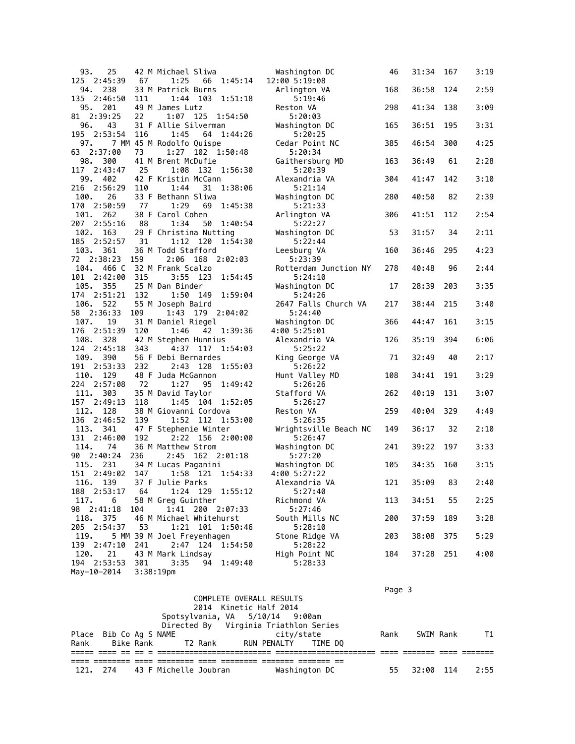| Place | Bib | Co | Ag | S | NAME | city/state | Rank | SWIM | Rank | T1 | Rank | Bike | Rank | T2 | Rank | RUN | PENALTY | TIME | DQ |
|---|---|---|---|---|---|---|---|---|---|---|---|---|---|---|---|---|---|---|---|
| 93. | 25 | | 42 | M | Michael Sliwa | Washington DC | 46 | 31:34 | 167 | 3:19 | 125 | 2:45:39 | 67 | 1:25 | 66 | 1:45:14 | 12:00 | 5:19:08 | |
| 94. | 238 | | 33 | M | Patrick Burns | Arlington VA | 168 | 36:58 | 124 | 2:59 | 135 | 2:46:50 | 111 | 1:44 | 103 | 1:51:18 | | 5:19:46 | |
| 95. | 201 | | 49 | M | James Lutz | Reston VA | 298 | 41:34 | 138 | 3:09 | 81 | 2:39:25 | 22 | 1:07 | 125 | 1:54:50 | | 5:20:03 | |
| 96. | 43 | | 31 | F | Allie Silverman | Washington DC | 165 | 36:51 | 195 | 3:31 | 195 | 2:53:54 | 116 | 1:45 | 64 | 1:44:26 | | 5:20:25 | |
| 97. | 7 | MM | 45 | M | Rodolfo Quispe | Cedar Point NC | 385 | 46:54 | 300 | 4:25 | 63 | 2:37:00 | 73 | 1:27 | 102 | 1:50:48 | | 5:20:34 | |
| 98. | 300 | | 41 | M | Brent McDufie | Gaithersburg MD | 163 | 36:49 | 61 | 2:28 | 117 | 2:43:47 | 25 | 1:08 | 132 | 1:56:30 | | 5:20:39 | |
| 99. | 402 | | 42 | F | Kristin McCann | Alexandria VA | 304 | 41:47 | 142 | 3:10 | 216 | 2:56:29 | 110 | 1:44 | 31 | 1:38:06 | | 5:21:14 | |
| 100. | 26 | | 33 | F | Bethann Sliwa | Washington DC | 280 | 40:50 | 82 | 2:39 | 170 | 2:50:59 | 77 | 1:29 | 69 | 1:45:38 | | 5:21:33 | |
| 101. | 262 | | 38 | F | Carol Cohen | Arlington VA | 306 | 41:51 | 112 | 2:54 | 207 | 2:55:16 | 88 | 1:34 | 50 | 1:40:54 | | 5:22:27 | |
| 102. | 163 | | 29 | F | Christina Nutting | Washington DC | 53 | 31:57 | 34 | 2:11 | 185 | 2:52:57 | 31 | 1:12 | 120 | 1:54:30 | | 5:22:44 | |
| 103. | 361 | | 36 | M | Todd Stafford | Leesburg VA | 160 | 36:46 | 295 | 4:23 | 72 | 2:38:23 | 159 | 2:06 | 168 | 2:02:03 | | 5:23:39 | |
| 104. | 466 | C | 32 | M | Frank Scalzo | Rotterdam Junction NY | 278 | 40:48 | 96 | 2:44 | 101 | 2:42:00 | 315 | 3:55 | 123 | 1:54:45 | | 5:24:10 | |
| 105. | 355 | | 25 | M | Dan Binder | Washington DC | 17 | 28:39 | 203 | 3:35 | 174 | 2:51:21 | 132 | 1:50 | 149 | 1:59:04 | | 5:24:26 | |
| 106. | 522 | | 55 | M | Joseph Baird | 2647 Falls Church VA | 217 | 38:44 | 215 | 3:40 | 58 | 2:36:33 | 109 | 1:43 | 179 | 2:04:02 | | 5:24:40 | |
| 107. | 19 | | 31 | M | Daniel Riegel | Washington DC | 366 | 44:47 | 161 | 3:15 | 176 | 2:51:39 | 120 | 1:46 | 42 | 1:39:36 | 4:00 | 5:25:01 | |
| 108. | 328 | | 42 | M | Stephen Hunnius | Alexandria VA | 126 | 35:19 | 394 | 6:06 | 124 | 2:45:18 | 343 | 4:37 | 117 | 1:54:03 | | 5:25:22 | |
| 109. | 390 | | 56 | F | Debi Bernardes | King George VA | 71 | 32:49 | 40 | 2:17 | 191 | 2:53:33 | 232 | 2:43 | 128 | 1:55:03 | | 5:26:22 | |
| 110. | 129 | | 48 | F | Juda McGannon | Hunt Valley MD | 108 | 34:41 | 191 | 3:29 | 224 | 2:57:08 | 72 | 1:27 | 95 | 1:49:42 | | 5:26:26 | |
| 111. | 303 | | 35 | M | David Taylor | Stafford VA | 262 | 40:19 | 131 | 3:07 | 157 | 2:49:13 | 118 | 1:45 | 104 | 1:52:05 | | 5:26:27 | |
| 112. | 128 | | 38 | M | Giovanni Cordova | Reston VA | 259 | 40:04 | 329 | 4:49 | 136 | 2:46:52 | 139 | 1:52 | 112 | 1:53:00 | | 5:26:35 | |
| 113. | 341 | | 47 | F | Stephenie Winter | Wrightsville Beach NC | 149 | 36:17 | 32 | 2:10 | 131 | 2:46:00 | 192 | 2:22 | 156 | 2:00:00 | | 5:26:47 | |
| 114. | 74 | | 36 | M | Matthew Strom | Washington DC | 241 | 39:22 | 197 | 3:33 | 90 | 2:40:24 | 236 | 2:45 | 162 | 2:01:18 | | 5:27:20 | |
| 115. | 231 | | 34 | M | Lucas Paganini | Washington DC | 105 | 34:35 | 160 | 3:15 | 151 | 2:49:02 | 147 | 1:58 | 121 | 1:54:33 | 4:00 | 5:27:22 | |
| 116. | 139 | | 37 | F | Julie Parks | Alexandria VA | 121 | 35:09 | 83 | 2:40 | 188 | 2:53:17 | 64 | 1:24 | 129 | 1:55:12 | | 5:27:40 | |
| 117. | 6 | | 58 | M | Greg Guinther | Richmond VA | 113 | 34:51 | 55 | 2:25 | 98 | 2:41:18 | 104 | 1:41 | 200 | 2:07:33 | | 5:27:46 | |
| 118. | 375 | | 46 | M | Michael Whitehurst | South Mills NC | 200 | 37:59 | 189 | 3:28 | 205 | 2:54:37 | 53 | 1:21 | 101 | 1:50:46 | | 5:28:10 | |
| 119. | 5 | MM | 39 | M | Joel Freyenhagen | Stone Ridge VA | 203 | 38:08 | 375 | 5:29 | 139 | 2:47:10 | 241 | 2:47 | 124 | 1:54:50 | | 5:28:22 | |
| 120. | 21 | | 43 | M | Mark Lindsay | High Point NC | 184 | 37:28 | 251 | 4:00 | 194 | 2:53:53 | 301 | 3:35 | 94 | 1:49:40 | | 5:28:33 | |
| 121. | 274 | | 43 | F | Michelle Joubran | Washington DC | 55 | 32:00 | 114 | 2:55 | | | | | | | | | |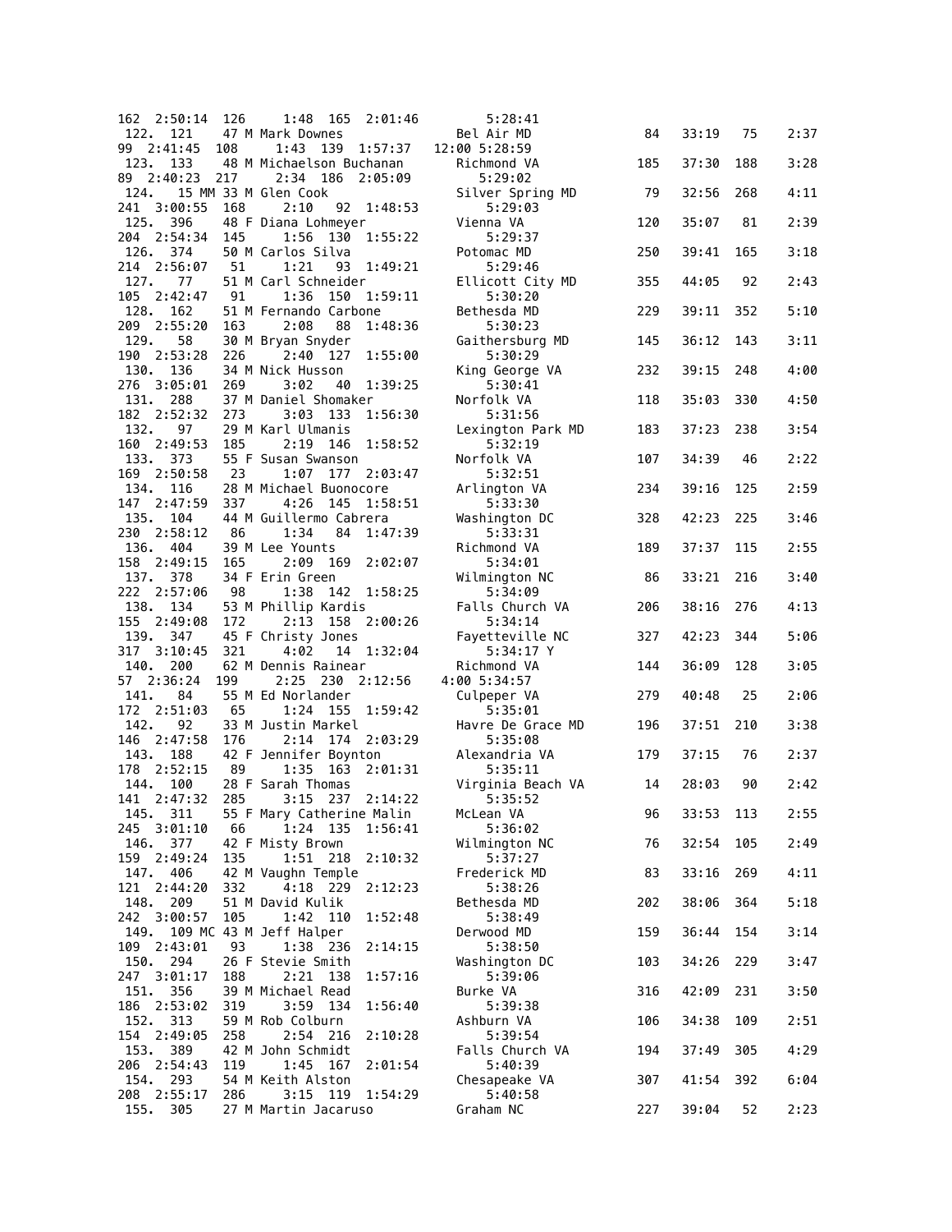```
162  2:50:14  126     1:48  165  2:01:46         5:28:41
 122.  121    47 M Mark Downes                 Bel Air MD              84   33:19   75    2:37
99  2:41:45  108     1:43  139  1:57:37   12:00 5:28:59
 123.  133    48 M Michaelson Buchanan         Richmond VA            185   37:30  188    3:28
89  2:40:23  217     2:34  186  2:05:09         5:29:02
 124.   15 MM 33 M Glen Cook                   Silver Spring MD        79   32:56  268    4:11
241  3:00:55  168     2:10   92  1:48:53         5:29:03
 125.  396    48 F Diana Lohmeyer              Vienna VA              120   35:07   81    2:39
204  2:54:34  145     1:56  130  1:55:22         5:29:37
 126.  374    50 M Carlos Silva                Potomac MD             250   39:41  165    3:18
214  2:56:07   51     1:21   93  1:49:21         5:29:46
 127.   77    51 M Carl Schneider              Ellicott City MD       355   44:05   92    2:43
105  2:42:47   91     1:36  150  1:59:11         5:30:20
 128.  162    51 M Fernando Carbone            Bethesda MD            229   39:11  352    5:10
209  2:55:20  163     2:08   88  1:48:36         5:30:23
 129.   58    30 M Bryan Snyder                Gaithersburg MD        145   36:12  143    3:11
190  2:53:28  226     2:40  127  1:55:00         5:30:29
 130.  136    34 M Nick Husson                 King George VA         232   39:15  248    4:00
276  3:05:01  269     3:02   40  1:39:25         5:30:41
 131.  288    37 M Daniel Shomaker             Norfolk VA             118   35:03  330    4:50
182  2:52:32  273     3:03  133  1:56:30         5:31:56
 132.   97    29 M Karl Ulmanis                Lexington Park MD      183   37:23  238    3:54
160  2:49:53  185     2:19  146  1:58:52         5:32:19
 133.  373    55 F Susan Swanson               Norfolk VA             107   34:39   46    2:22
169  2:50:58   23     1:07  177  2:03:47         5:32:51
 134.  116    28 M Michael Buonocore           Arlington VA           234   39:16  125    2:59
147  2:47:59  337     4:26  145  1:58:51         5:33:30
 135.  104    44 M Guillermo Cabrera           Washington DC          328   42:23  225    3:46
230  2:58:12   86     1:34   84  1:47:39         5:33:31
 136.  404    39 M Lee Younts                  Richmond VA            189   37:37  115    2:55
158  2:49:15  165     2:09  169  2:02:07         5:34:01
 137.  378    34 F Erin Green                  Wilmington NC           86   33:21  216    3:40
222  2:57:06   98     1:38  142  1:58:25         5:34:09
 138.  134    53 M Phillip Kardis              Falls Church VA        206   38:16  276    4:13
155  2:49:08  172     2:13  158  2:00:26         5:34:14
 139.  347    45 F Christy Jones               Fayetteville NC        327   42:23  344    5:06
317  3:10:45  321     4:02   14  1:32:04         5:34:17 Y
 140.  200    62 M Dennis Rainear              Richmond VA            144   36:09  128    3:05
57  2:36:24  199     2:25  230  2:12:56    4:00 5:34:57
 141.   84    55 M Ed Norlander                Culpeper VA            279   40:48   25    2:06
172  2:51:03   65     1:24  155  1:59:42         5:35:01
 142.   92    33 M Justin Markel               Havre De Grace MD      196   37:51  210    3:38
146  2:47:58  176     2:14  174  2:03:29         5:35:08
 143.  188    42 F Jennifer Boynton            Alexandria VA          179   37:15   76    2:37
178  2:52:15   89     1:35  163  2:01:31         5:35:11
 144.  100    28 F Sarah Thomas                Virginia Beach VA       14   28:03   90    2:42
141  2:47:32  285     3:15  237  2:14:22         5:35:52
 145.  311    55 F Mary Catherine Malin        McLean VA               96   33:53  113    2:55
245  3:01:10   66     1:24  135  1:56:41         5:36:02
 146.  377    42 F Misty Brown                 Wilmington NC           76   32:54  105    2:49
159  2:49:24  135     1:51  218  2:10:32         5:37:27
 147.  406    42 M Vaughn Temple               Frederick MD            83   33:16  269    4:11
121  2:44:20  332     4:18  229  2:12:23         5:38:26
 148.  209    51 M David Kulik                 Bethesda MD            202   38:06  364    5:18
242  3:00:57  105     1:42  110  1:52:48         5:38:49
 149.  109 MC 43 M Jeff Halper                 Derwood MD             159   36:44  154    3:14
109  2:43:01   93     1:38  236  2:14:15         5:38:50
 150.  294    26 F Stevie Smith                Washington DC          103   34:26  229    3:47
247  3:01:17  188     2:21  138  1:57:16         5:39:06
 151.  356    39 M Michael Read                Burke VA               316   42:09  231    3:50
186  2:53:02  319     3:59  134  1:56:40         5:39:38
 152.  313    59 M Rob Colburn                 Ashburn VA             106   34:38  109    2:51
154  2:49:05  258     2:54  216  2:10:28         5:39:54
 153.  389    42 M John Schmidt                Falls Church VA        194   37:49  305    4:29
206  2:54:43  119     1:45  167  2:01:54         5:40:39
 154.  293    54 M Keith Alston                Chesapeake VA          307   41:54  392    6:04
208  2:55:17  286     3:15  119  1:54:29         5:40:58
 155.  305    27 M Martin Jacaruso             Graham NC              227   39:04   52    2:23
```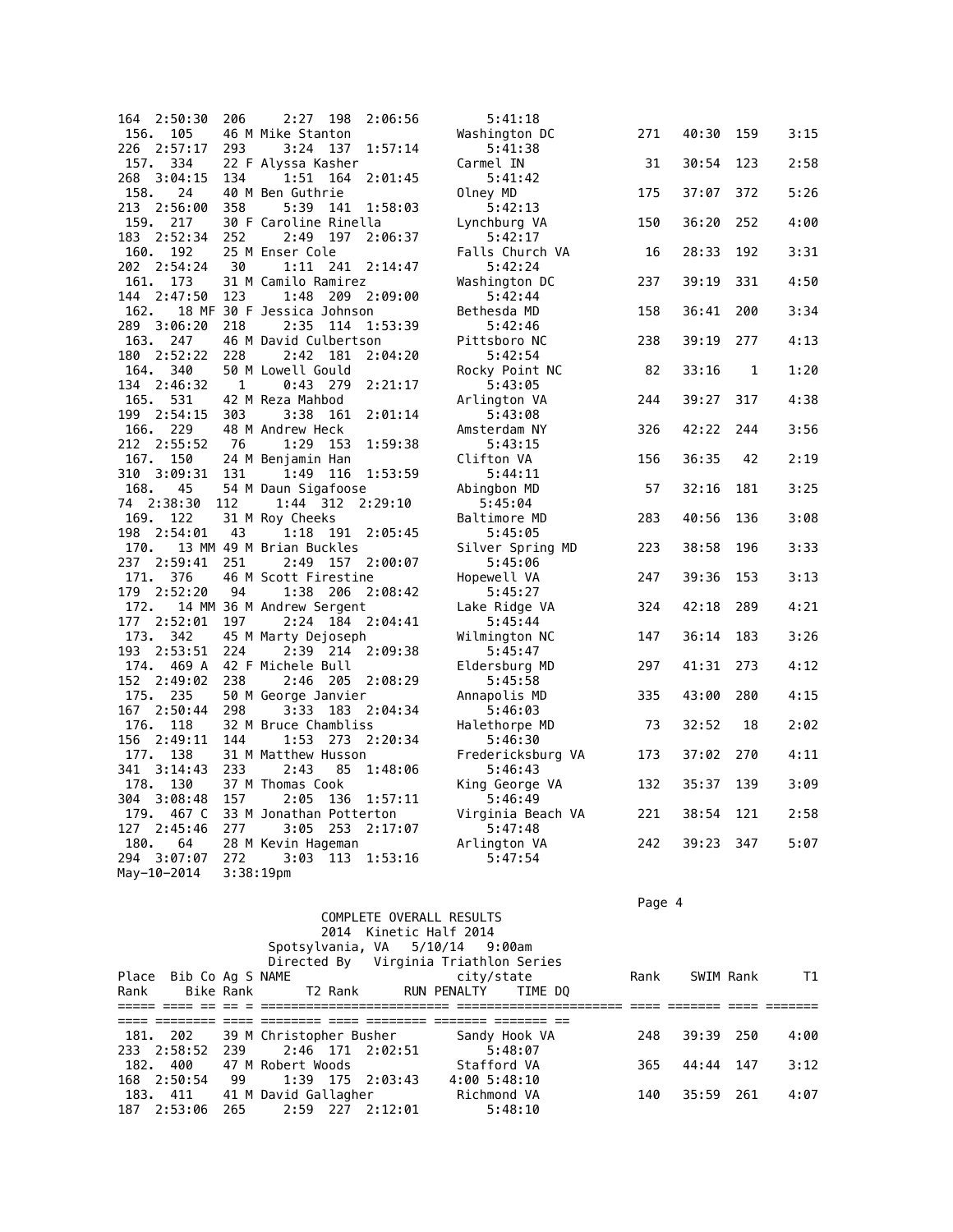| Place | Bib | Co | Ag | S | NAME | city/state | Rank | SWIM | Rank | T1 | Rank | Bike | Rank | T2 | Rank | RUN | PENALTY | TIME | DQ |
|---|---|---|---|---|---|---|---|---|---|---|---|---|---|---|---|---|---|---|---|
| | | | | | | | | | | | 164 | 2:50:30 | 206 | 2:27 | 198 | 2:06:56 | | 5:41:18 | |
| 156. | 105 | | 46 | M | Mike Stanton | Washington DC | 271 | 40:30 | 159 | 3:15 | 226 | 2:57:17 | 293 | 3:24 | 137 | 1:57:14 | | 5:41:38 | |
| 157. | 334 | | 22 | F | Alyssa Kasher | Carmel IN | 31 | 30:54 | 123 | 2:58 | 268 | 3:04:15 | 134 | 1:51 | 164 | 2:01:45 | | 5:41:42 | |
| 158. | 24 | | 40 | M | Ben Guthrie | Olney MD | 175 | 37:07 | 372 | 5:26 | 213 | 2:56:00 | 358 | 5:39 | 141 | 1:58:03 | | 5:42:13 | |
| 159. | 217 | | 30 | F | Caroline Rinella | Lynchburg VA | 150 | 36:20 | 252 | 4:00 | 183 | 2:52:34 | 252 | 2:49 | 197 | 2:06:37 | | 5:42:17 | |
| 160. | 192 | | 25 | M | Enser Cole | Falls Church VA | 16 | 28:33 | 192 | 3:31 | 202 | 2:54:24 | 30 | 1:11 | 241 | 2:14:47 | | 5:42:24 | |
| 161. | 173 | | 31 | M | Camilo Ramirez | Washington DC | 237 | 39:19 | 331 | 4:50 | 144 | 2:47:50 | 123 | 1:48 | 209 | 2:09:00 | | 5:42:44 | |
| 162. | 18 | MF | 30 | F | Jessica Johnson | Bethesda MD | 158 | 36:41 | 200 | 3:34 | 289 | 3:06:20 | 218 | 2:35 | 114 | 1:53:39 | | 5:42:46 | |
| 163. | 247 | | 46 | M | David Culbertson | Pittsboro NC | 238 | 39:19 | 277 | 4:13 | 180 | 2:52:22 | 228 | 2:42 | 181 | 2:04:20 | | 5:42:54 | |
| 164. | 340 | | 50 | M | Lowell Gould | Rocky Point NC | 82 | 33:16 | 1 | 1:20 | 134 | 2:46:32 | 1 | 0:43 | 279 | 2:21:17 | | 5:43:05 | |
| 165. | 531 | | 42 | M | Reza Mahbod | Arlington VA | 244 | 39:27 | 317 | 4:38 | 199 | 2:54:15 | 303 | 3:38 | 161 | 2:01:14 | | 5:43:08 | |
| 166. | 229 | | 48 | M | Andrew Heck | Amsterdam NY | 326 | 42:22 | 244 | 3:56 | 212 | 2:55:52 | 76 | 1:29 | 153 | 1:59:38 | | 5:43:15 | |
| 167. | 150 | | 24 | M | Benjamin Han | Clifton VA | 156 | 36:35 | 42 | 2:19 | 310 | 3:09:31 | 131 | 1:49 | 116 | 1:53:59 | | 5:44:11 | |
| 168. | 45 | | 54 | M | Daun Sigafoose | Abingbon MD | 57 | 32:16 | 181 | 3:25 | 74 | 2:38:30 | 112 | 1:44 | 312 | 2:29:10 | | 5:45:04 | |
| 169. | 122 | | 31 | M | Roy Cheeks | Baltimore MD | 283 | 40:56 | 136 | 3:08 | 198 | 2:54:01 | 43 | 1:18 | 191 | 2:05:45 | | 5:45:05 | |
| 170. | 13 | MM | 49 | M | Brian Buckles | Silver Spring MD | 223 | 38:58 | 196 | 3:33 | 237 | 2:59:41 | 251 | 2:49 | 157 | 2:00:07 | | 5:45:06 | |
| 171. | 376 | | 46 | M | Scott Firestine | Hopewell VA | 247 | 39:36 | 153 | 3:13 | 179 | 2:52:20 | 94 | 1:38 | 206 | 2:08:42 | | 5:45:27 | |
| 172. | 14 | MM | 36 | M | Andrew Sergent | Lake Ridge VA | 324 | 42:18 | 289 | 4:21 | 177 | 2:52:01 | 197 | 2:24 | 184 | 2:04:41 | | 5:45:44 | |
| 173. | 342 | | 45 | M | Marty Dejoseph | Wilmington NC | 147 | 36:14 | 183 | 3:26 | 193 | 2:53:51 | 224 | 2:39 | 214 | 2:09:38 | | 5:45:47 | |
| 174. | 469 | A | 42 | F | Michele Bull | Eldersburg MD | 297 | 41:31 | 273 | 4:12 | 152 | 2:49:02 | 238 | 2:46 | 205 | 2:08:29 | | 5:45:58 | |
| 175. | 235 | | 50 | M | George Janvier | Annapolis MD | 335 | 43:00 | 280 | 4:15 | 167 | 2:50:44 | 298 | 3:33 | 183 | 2:04:34 | | 5:46:03 | |
| 176. | 118 | | 32 | M | Bruce Chambliss | Halethorpe MD | 73 | 32:52 | 18 | 2:02 | 156 | 2:49:11 | 144 | 1:53 | 273 | 2:20:34 | | 5:46:30 | |
| 177. | 138 | | 31 | M | Matthew Husson | Fredericksburg VA | 173 | 37:02 | 270 | 4:11 | 341 | 3:14:43 | 233 | 2:43 | 85 | 1:48:06 | | 5:46:43 | |
| 178. | 130 | | 37 | M | Thomas Cook | King George VA | 132 | 35:37 | 139 | 3:09 | 304 | 3:08:48 | 157 | 2:05 | 136 | 1:57:11 | | 5:46:49 | |
| 179. | 467 | C | 33 | M | Jonathan Potterton | Virginia Beach VA | 221 | 38:54 | 121 | 2:58 | 127 | 2:45:46 | 277 | 3:05 | 253 | 2:17:07 | | 5:47:48 | |
| 180. | 64 | | 28 | M | Kevin Hageman | Arlington VA | 242 | 39:23 | 347 | 5:07 | 294 | 3:07:07 | 272 | 3:03 | 113 | 1:53:16 | | 5:47:54 | |

May-10-2014 3:38:19pm

COMPLETE OVERALL RESULTS
2014 Kinetic Half 2014
Spotsylvania, VA 5/10/14 9:00am
Directed By Virginia Triathlon Series

| Place | Bib | Co | Ag | S | NAME | city/state | Rank | SWIM | Rank | T1 | Rank | Bike | Rank | T2 | Rank | RUN | PENALTY | TIME | DQ |
|---|---|---|---|---|---|---|---|---|---|---|---|---|---|---|---|---|---|---|---|
| 181. | 202 | | 39 | M | Christopher Busher | Sandy Hook VA | 248 | 39:39 | 250 | 4:00 | 233 | 2:58:52 | 239 | 2:46 | 171 | 2:02:51 | | 5:48:07 | |
| 182. | 400 | | 47 | M | Robert Woods | Stafford VA | 365 | 44:44 | 147 | 3:12 | 168 | 2:50:54 | 99 | 1:39 | 175 | 2:03:43 | 4:00 | 5:48:10 | |
| 183. | 411 | | 41 | M | David Gallagher | Richmond VA | 140 | 35:59 | 261 | 4:07 | 187 | 2:53:06 | 265 | 2:59 | 227 | 2:12:01 | | 5:48:10 | |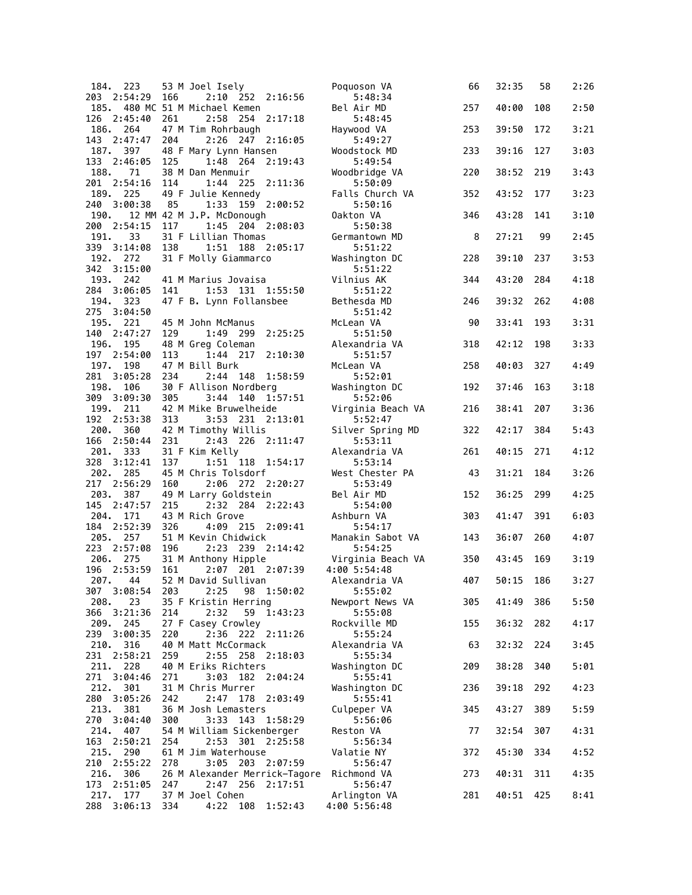```
 184.  223     53 M Joel Isely                  Poquoson VA            66    32:35   58       2:26
203  2:54:29  166     2:10  252  2:16:56           5:48:34
 185.  480 MC 51 M Michael Kemen                Bel Air MD            257    40:00  108       2:50
126  2:45:40  261     2:58  254  2:17:18           5:48:45
 186.  264     47 M Tim Rohrbaugh               Haywood VA            253    39:50  172       3:21
143  2:47:47  204     2:26  247  2:16:05           5:49:27
 187.  397     48 F Mary Lynn Hansen            Woodstock MD          233    39:16  127       3:03
133  2:46:05  125     1:48  264  2:19:43           5:49:54
 188.   71     38 M Dan Menmuir                 Woodbridge VA         220    38:52  219       3:43
201  2:54:16  114     1:44  225  2:11:36           5:50:09
 189.  225     49 F Julie Kennedy               Falls Church VA       352    43:52  177       3:23
240  3:00:38   85     1:33  159  2:00:52           5:50:16
 190.   12 MM 42 M J.P. McDonough               Oakton VA             346    43:28  141       3:10
200  2:54:15  117     1:45  204  2:08:03           5:50:38
 191.   33     31 F Lillian Thomas              Germantown MD           8    27:21   99       2:45
339  3:14:08  138     1:51  188  2:05:17           5:51:22
 192.  272     31 F Molly Giammarco             Washington DC         228    39:10  237       3:53
342  3:15:00                                       5:51:22
 193.  242     41 M Marius Jovaisa              Vilnius AK            344    43:20  284       4:18
284  3:06:05  141     1:53  131  1:55:50           5:51:22
 194.  323     47 F B. Lynn Follansbee          Bethesda MD           246    39:32  262       4:08
275  3:04:50                                       5:51:42
 195.  221     45 M John McManus                McLean VA              90    33:41  193       3:31
140  2:47:27  129     1:49  299  2:25:25           5:51:50
 196.  195     48 M Greg Coleman                Alexandria VA         318    42:12  198       3:33
197  2:54:00  113     1:44  217  2:10:30           5:51:57
 197.  198     47 M Bill Burk                   McLean VA             258    40:03  327       4:49
281  3:05:28  234     2:44  148  1:58:59           5:52:01
 198.  106     30 F Allison Nordberg            Washington DC         192    37:46  163       3:18
309  3:09:30  305     3:44  140  1:57:51           5:52:06
 199.  211     42 M Mike Bruwelheide            Virginia Beach VA     216    38:41  207       3:36
192  2:53:38  313     3:53  231  2:13:01           5:52:47
 200.  360     42 M Timothy Willis              Silver Spring MD      322    42:17  384       5:43
166  2:50:44  231     2:43  226  2:11:47           5:53:11
 201.  333     31 F Kim Kelly                   Alexandria VA         261    40:15  271       4:12
328  3:12:41  137     1:51  118  1:54:17           5:53:14
 202.  285     45 M Chris Tolsdorf              West Chester PA        43    31:21  184       3:26
217  2:56:29  160     2:06  272  2:20:27           5:53:49
 203.  387     49 M Larry Goldstein             Bel Air MD            152    36:25  299       4:25
145  2:47:57  215     2:32  284  2:22:43           5:54:00
 204.  171     43 M Rich Grove                  Ashburn VA            303    41:47  391       6:03
184  2:52:39  326     4:09  215  2:09:41           5:54:17
 205.  257     51 M Kevin Chidwick              Manakin Sabot VA      143    36:07  260       4:07
223  2:57:08  196     2:23  239  2:14:42           5:54:25
 206.  275     31 M Anthony Hipple              Virginia Beach VA     350    43:45  169       3:19
196  2:53:59  161     2:07  201  2:07:39      4:00 5:54:48
 207.   44     52 M David Sullivan              Alexandria VA         407    50:15  186       3:27
307  3:08:54  203     2:25   98  1:50:02           5:55:02
 208.   23     35 F Kristin Herring             Newport News VA       305    41:49  386       5:50
366  3:21:36  214     2:32   59  1:43:23           5:55:08
 209.  245     27 F Casey Crowley               Rockville MD          155    36:32  282       4:17
239  3:00:35  220     2:36  222  2:11:26           5:55:24
 210.  316     40 M Matt McCormack              Alexandria VA          63    32:32  224       3:45
231  2:58:21  259     2:55  258  2:18:03           5:55:34
 211.  228     40 M Eriks Richters              Washington DC         209    38:28  340       5:01
271  3:04:46  271     3:03  182  2:04:24           5:55:41
 212.  301     31 M Chris Murrer                Washington DC         236    39:18  292       4:23
280  3:05:26  242     2:47  178  2:03:49           5:55:41
 213.  381     36 M Josh Lemasters              Culpeper VA           345    43:27  389       5:59
270  3:04:40  300     3:33  143  1:58:29           5:56:06
 214.  407     54 M William Sickenberger        Reston VA              77    32:54  307       4:31
163  2:50:21  254     2:53  301  2:25:58           5:56:34
 215.  290     61 M Jim Waterhouse              Valatie NY            372    45:30  334       4:52
210  2:55:22  278     3:05  203  2:07:59           5:56:47
 216.  306     26 M Alexander Merrick-Tagore   Richmond VA           273    40:31  311       4:35
173  2:51:05  247     2:47  256  2:17:51           5:56:47
 217.  177     37 M Joel Cohen                  Arlington VA          281    40:51  425       8:41
288  3:06:13  334     4:22  108  1:52:43      4:00 5:56:48
```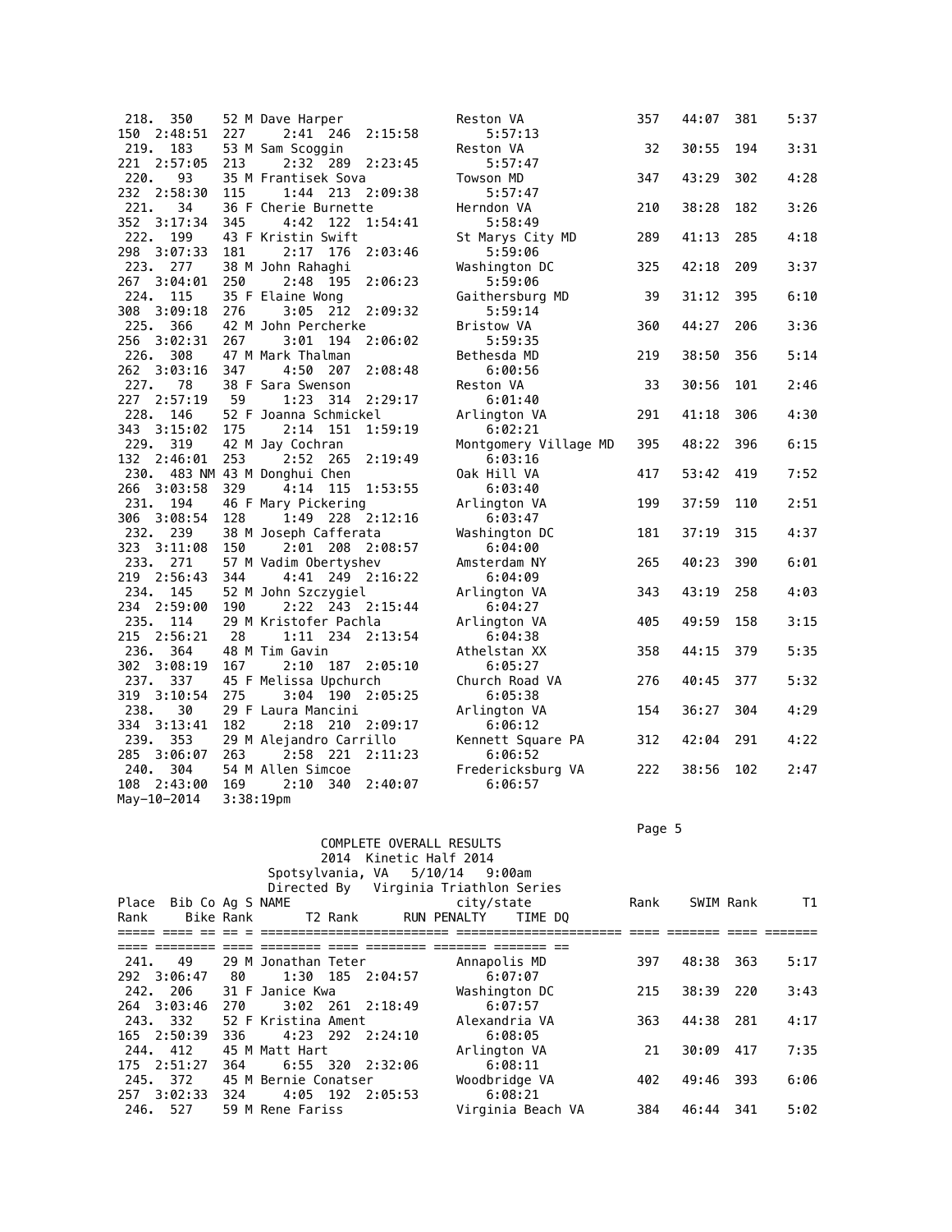| Place | Bib | Co | Ag | S | NAME | city/state | Rank | SWIM | Rank | T1 | Rank | Bike | Rank | T2 | Rank | RUN | PENALTY | TIME | DQ |
|---|---|---|---|---|---|---|---|---|---|---|---|---|---|---|---|---|---|---|---|
| 218. | 350 | | 52 | M | Dave Harper | Reston VA | 357 | 44:07 | 381 | 5:37 | 150 | 2:48:51 | 227 | 2:41 | 246 | 2:15:58 | | 5:57:13 | |
| 219. | 183 | | 53 | M | Sam Scoggin | Reston VA | 32 | 30:55 | 194 | 3:31 | 221 | 2:57:05 | 213 | 2:32 | 289 | 2:23:45 | | 5:57:47 | |
| 220. | 93 | | 35 | M | Frantisek Sova | Towson MD | 347 | 43:29 | 302 | 4:28 | 232 | 2:58:30 | 115 | 1:44 | 213 | 2:09:38 | | 5:57:47 | |
| 221. | 34 | | 36 | F | Cherie Burnette | Herndon VA | 210 | 38:28 | 182 | 3:26 | 352 | 3:17:34 | 345 | 4:42 | 122 | 1:54:41 | | 5:58:49 | |
| 222. | 199 | | 43 | F | Kristin Swift | St Marys City MD | 289 | 41:13 | 285 | 4:18 | 298 | 3:07:33 | 181 | 2:17 | 176 | 2:03:46 | | 5:59:06 | |
| 223. | 277 | | 38 | M | John Rahaghi | Washington DC | 325 | 42:18 | 209 | 3:37 | 267 | 3:04:01 | 250 | 2:48 | 195 | 2:06:23 | | 5:59:06 | |
| 224. | 115 | | 35 | F | Elaine Wong | Gaithersburg MD | 39 | 31:12 | 395 | 6:10 | 308 | 3:09:18 | 276 | 3:05 | 212 | 2:09:32 | | 5:59:14 | |
| 225. | 366 | | 42 | M | John Percherke | Bristow VA | 360 | 44:27 | 206 | 3:36 | 256 | 3:02:31 | 267 | 3:01 | 194 | 2:06:02 | | 5:59:35 | |
| 226. | 308 | | 47 | M | Mark Thalman | Bethesda MD | 219 | 38:50 | 356 | 5:14 | 262 | 3:03:16 | 347 | 4:50 | 207 | 2:08:48 | | 6:00:56 | |
| 227. | 78 | | 38 | F | Sara Swenson | Reston VA | 33 | 30:56 | 101 | 2:46 | 227 | 2:57:19 | 59 | 1:23 | 314 | 2:29:17 | | 6:01:40 | |
| 228. | 146 | | 52 | F | Joanna Schmickel | Arlington VA | 291 | 41:18 | 306 | 4:30 | 343 | 3:15:02 | 175 | 2:14 | 151 | 1:59:19 | | 6:02:21 | |
| 229. | 319 | | 42 | M | Jay Cochran | Montgomery Village MD | 395 | 48:22 | 396 | 6:15 | 132 | 2:46:01 | 253 | 2:52 | 265 | 2:19:49 | | 6:03:16 | |
| 230. | 483 | NM | 43 | M | Donghui Chen | Oak Hill VA | 417 | 53:42 | 419 | 7:52 | 266 | 3:03:58 | 329 | 4:14 | 115 | 1:53:55 | | 6:03:40 | |
| 231. | 194 | | 46 | F | Mary Pickering | Arlington VA | 199 | 37:59 | 110 | 2:51 | 306 | 3:08:54 | 128 | 1:49 | 228 | 2:12:16 | | 6:03:47 | |
| 232. | 239 | | 38 | M | Joseph Cafferata | Washington DC | 181 | 37:19 | 315 | 4:37 | 323 | 3:11:08 | 150 | 2:01 | 208 | 2:08:57 | | 6:04:00 | |
| 233. | 271 | | 57 | M | Vadim Obertyshev | Amsterdam NY | 265 | 40:23 | 390 | 6:01 | 219 | 2:56:43 | 344 | 4:41 | 249 | 2:16:22 | | 6:04:09 | |
| 234. | 145 | | 52 | M | John Szczygiel | Arlington VA | 343 | 43:19 | 258 | 4:03 | 234 | 2:59:00 | 190 | 2:22 | 243 | 2:15:44 | | 6:04:27 | |
| 235. | 114 | | 29 | M | Kristofer Pachla | Arlington VA | 405 | 49:59 | 158 | 3:15 | 215 | 2:56:21 | 28 | 1:11 | 234 | 2:13:54 | | 6:04:38 | |
| 236. | 364 | | 48 | M | Tim Gavin | Athelstan XX | 358 | 44:15 | 379 | 5:35 | 302 | 3:08:19 | 167 | 2:10 | 187 | 2:05:10 | | 6:05:27 | |
| 237. | 337 | | 45 | F | Melissa Upchurch | Church Road VA | 276 | 40:45 | 377 | 5:32 | 319 | 3:10:54 | 275 | 3:04 | 190 | 2:05:25 | | 6:05:38 | |
| 238. | 30 | | 29 | F | Laura Mancini | Arlington VA | 154 | 36:27 | 304 | 4:29 | 334 | 3:13:41 | 182 | 2:18 | 210 | 2:09:17 | | 6:06:12 | |
| 239. | 353 | | 29 | M | Alejandro Carrillo | Kennett Square PA | 312 | 42:04 | 291 | 4:22 | 285 | 3:06:07 | 263 | 2:58 | 221 | 2:11:23 | | 6:06:52 | |
| 240. | 304 | | 54 | M | Allen Simcoe | Fredericksburg VA | 222 | 38:56 | 102 | 2:47 | 108 | 2:43:00 | 169 | 2:10 | 340 | 2:40:07 | | 6:06:57 | |

May-10-2014 3:38:19pm

COMPLETE OVERALL RESULTS
2014 Kinetic Half 2014
Spotsylvania, VA 5/10/14 9:00am
Directed By Virginia Triathlon Series

| Place | Bib | Co | Ag | S | NAME | city/state | Rank | SWIM | Rank | T1 | Rank | Bike | Rank | T2 | Rank | RUN | PENALTY | TIME | DQ |
|---|---|---|---|---|---|---|---|---|---|---|---|---|---|---|---|---|---|---|---|
| 241. | 49 | | 29 | M | Jonathan Teter | Annapolis MD | 397 | 48:38 | 363 | 5:17 | 292 | 3:06:47 | 80 | 1:30 | 185 | 2:04:57 | | 6:07:07 | |
| 242. | 206 | | 31 | F | Janice Kwa | Washington DC | 215 | 38:39 | 220 | 3:43 | 264 | 3:03:46 | 270 | 3:02 | 261 | 2:18:49 | | 6:07:57 | |
| 243. | 332 | | 52 | F | Kristina Ament | Alexandria VA | 363 | 44:38 | 281 | 4:17 | 165 | 2:50:39 | 336 | 4:23 | 292 | 2:24:10 | | 6:08:05 | |
| 244. | 412 | | 45 | M | Matt Hart | Arlington VA | 21 | 30:09 | 417 | 7:35 | 175 | 2:51:27 | 364 | 6:55 | 320 | 2:32:06 | | 6:08:11 | |
| 245. | 372 | | 45 | M | Bernie Conatser | Woodbridge VA | 402 | 49:46 | 393 | 6:06 | 257 | 3:02:33 | 324 | 4:05 | 192 | 2:05:53 | | 6:08:21 | |
| 246. | 527 | | 59 | M | Rene Fariss | Virginia Beach VA | 384 | 46:44 | 341 | 5:02 | | | | | | | | | |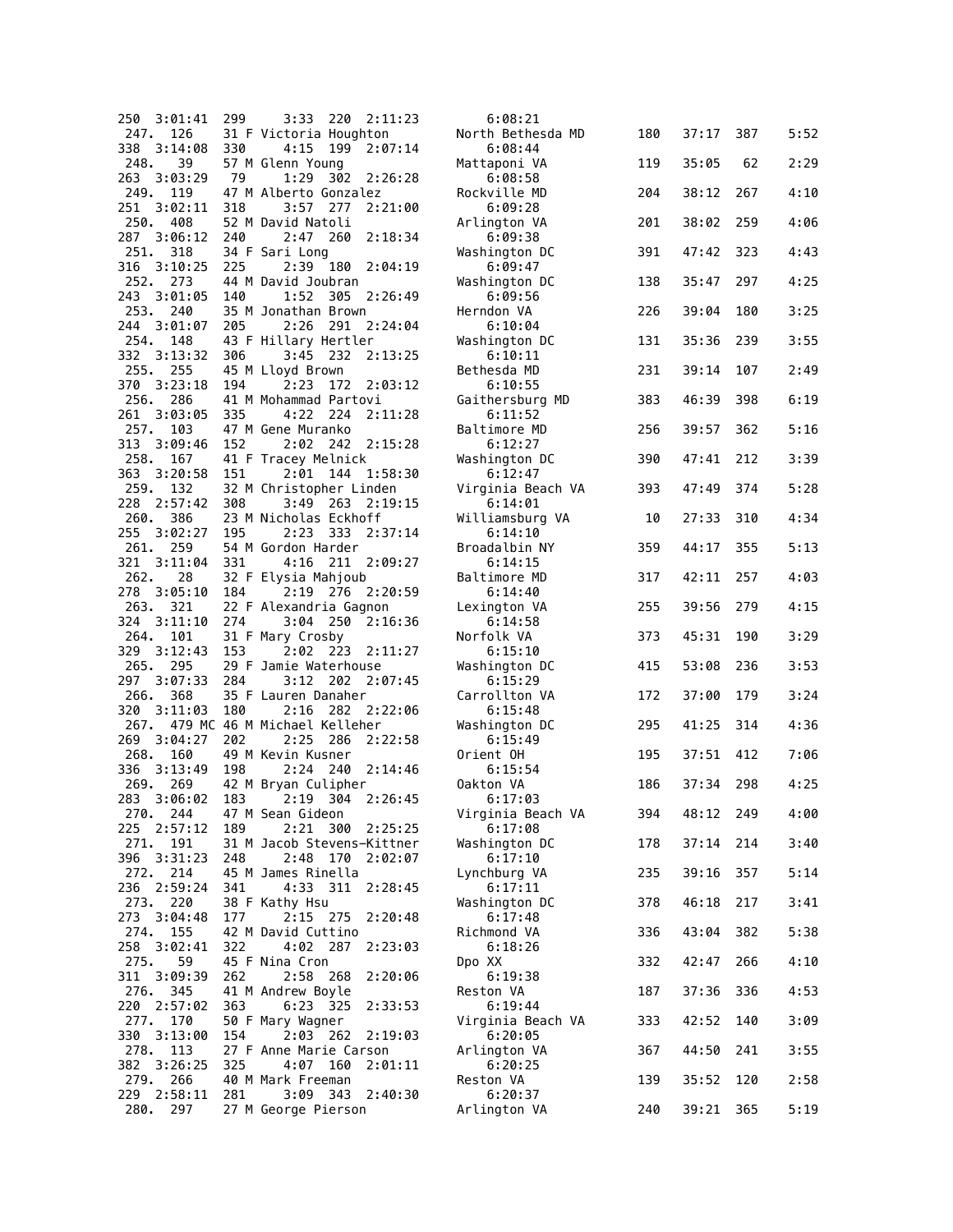```
250 3:01:41  299     3:33  220  2:11:23       6:08:21
 247.  126     31 F Victoria Houghton          North Bethesda MD      180   37:17  387     5:52
338 3:14:08  330     4:15  199  2:07:14       6:08:44
 248.   39     57 M Glenn Young                Mattaponi VA           119   35:05   62     2:29
263 3:03:29   79     1:29  302  2:26:28       6:08:58
 249.  119     47 M Alberto Gonzalez           Rockville MD           204   38:12  267     4:10
251 3:02:11  318     3:57  277  2:21:00       6:09:28
 250.  408     52 M David Natoli               Arlington VA           201   38:02  259     4:06
287 3:06:12  240     2:47  260  2:18:34       6:09:38
 251.  318     34 F Sari Long                  Washington DC          391   47:42  323     4:43
316 3:10:25  225     2:39  180  2:04:19       6:09:47
 252.  273     44 M David Joubran              Washington DC          138   35:47  297     4:25
243 3:01:05  140     1:52  305  2:26:49       6:09:56
 253.  240     35 M Jonathan Brown             Herndon VA             226   39:04  180     3:25
244 3:01:07  205     2:26  291  2:24:04       6:10:04
 254.  148     43 F Hillary Hertler            Washington DC          131   35:36  239     3:55
332 3:13:32  306     3:45  232  2:13:25       6:10:11
 255.  255     45 M Lloyd Brown                Bethesda MD            231   39:14  107     2:49
370 3:23:18  194     2:23  172  2:03:12       6:10:55
 256.  286     41 M Mohammad Partovi           Gaithersburg MD        383   46:39  398     6:19
261 3:03:05  335     4:22  224  2:11:28       6:11:52
 257.  103     47 M Gene Muranko               Baltimore MD           256   39:57  362     5:16
313 3:09:46  152     2:02  242  2:15:28       6:12:27
 258.  167     41 F Tracey Melnick             Washington DC          390   47:41  212     3:39
363 3:20:58  151     2:01  144  1:58:30       6:12:47
 259.  132     32 M Christopher Linden         Virginia Beach VA      393   47:49  374     5:28
228 2:57:42  308     3:49  263  2:19:15       6:14:01
 260.  386     23 M Nicholas Eckhoff           Williamsburg VA         10   27:33  310     4:34
255 3:02:27  195     2:23  333  2:37:14       6:14:10
 261.  259     54 M Gordon Harder              Broadalbin NY          359   44:17  355     5:13
321 3:11:04  331     4:16  211  2:09:27       6:14:15
 262.   28     32 F Elysia Mahjoub             Baltimore MD           317   42:11  257     4:03
278 3:05:10  184     2:19  276  2:20:59       6:14:40
 263.  321     22 F Alexandria Gagnon          Lexington VA           255   39:56  279     4:15
324 3:11:10  274     3:04  250  2:16:36       6:14:58
 264.  101     31 F Mary Crosby                Norfolk VA             373   45:31  190     3:29
329 3:12:43  153     2:02  223  2:11:27       6:15:10
 265.  295     29 F Jamie Waterhouse           Washington DC          415   53:08  236     3:53
297 3:07:33  284     3:12  202  2:07:45       6:15:29
 266.  368     35 F Lauren Danaher             Carrollton VA          172   37:00  179     3:24
320 3:11:03  180     2:16  282  2:22:06       6:15:48
 267.  479 MC 46 M Michael Kelleher            Washington DC          295   41:25  314     4:36
269 3:04:27  202     2:25  286  2:22:58       6:15:49
 268.  160     49 M Kevin Kusner               Orient OH              195   37:51  412     7:06
336 3:13:49  198     2:24  240  2:14:46       6:15:54
 269.  269     42 M Bryan Culipher             Oakton VA              186   37:34  298     4:25
283 3:06:02  183     2:19  304  2:26:45       6:17:03
 270.  244     47 M Sean Gideon                Virginia Beach VA      394   48:12  249     4:00
225 2:57:12  189     2:21  300  2:25:25       6:17:08
 271.  191     31 M Jacob Stevens-Kittner      Washington DC          178   37:14  214     3:40
396 3:31:23  248     2:48  170  2:02:07       6:17:10
 272.  214     45 M James Rinella              Lynchburg VA           235   39:16  357     5:14
236 2:59:24  341     4:33  311  2:28:45       6:17:11
 273.  220     38 F Kathy Hsu                  Washington DC          378   46:18  217     3:41
273 3:04:48  177     2:15  275  2:20:48       6:17:48
 274.  155     42 M David Cuttino              Richmond VA            336   43:04  382     5:38
258 3:02:41  322     4:02  287  2:23:03       6:18:26
 275.   59     45 F Nina Cron                  Dpo XX                 332   42:47  266     4:10
311 3:09:39  262     2:58  268  2:20:06       6:19:38
 276.  345     41 M Andrew Boyle               Reston VA              187   37:36  336     4:53
220 2:57:02  363     6:23  325  2:33:53       6:19:44
 277.  170     50 F Mary Wagner                Virginia Beach VA      333   42:52  140     3:09
330 3:13:00  154     2:03  262  2:19:03       6:20:05
 278.  113     27 F Anne Marie Carson          Arlington VA           367   44:50  241     3:55
382 3:26:25  325     4:07  160  2:01:11       6:20:25
 279.  266     40 M Mark Freeman               Reston VA              139   35:52  120     2:58
229 2:58:11  281     3:09  343  2:40:30       6:20:37
 280.  297     27 M George Pierson             Arlington VA           240   39:21  365     5:19
```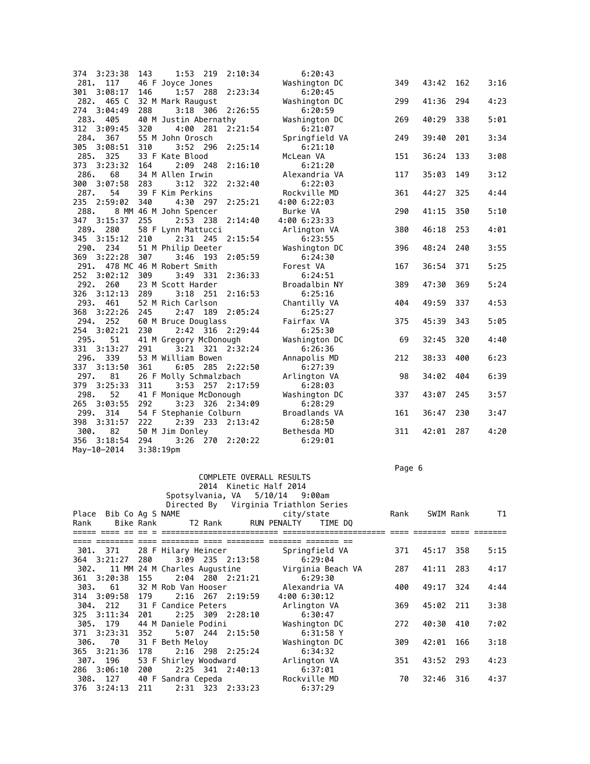```
374  3:23:38  143      1:53  219  2:10:34          6:20:43
 281.  117     46 F Joyce Jones               Washington DC         349   43:42  162      3:16
301  3:08:17  146      1:57  288  2:23:34          6:20:45
 282.  465 C   32 M Mark Raugust              Washington DC         299   41:36  294      4:23
274  3:04:49  288      3:18  306  2:26:55          6:20:59
 283.  405     40 M Justin Abernathy          Washington DC         269   40:29  338      5:01
312  3:09:45  320      4:00  281  2:21:54          6:21:07
 284.  367     55 M John Orosch               Springfield VA        249   39:40  201      3:34
305  3:08:51  310      3:52  296  2:25:14          6:21:10
 285.  325     33 F Kate Blood                McLean VA             151   36:24  133      3:08
373  3:23:32  164      2:09  248  2:16:10          6:21:20
 286.   68     34 M Allen Irwin               Alexandria VA         117   35:03  149      3:12
300  3:07:58  283      3:12  322  2:32:40          6:22:03
 287.   54     39 F Kim Perkins               Rockville MD          361   44:27  325      4:44
235  2:59:02  340      4:30  297  2:25:21     4:00 6:22:03
 288.    8 MM  46 M John Spencer              Burke VA              290   41:15  350      5:10
347  3:15:37  255      2:53  238  2:14:40     4:00 6:23:33
 289.  280     58 F Lynn Mattucci             Arlington VA          380   46:18  253      4:01
345  3:15:12  210      2:31  245  2:15:54          6:23:55
 290.  234     51 M Philip Deeter             Washington DC         396   48:24  240      3:55
369  3:22:28  307      3:46  193  2:05:59          6:24:30
 291.  478 MC  46 M Robert Smith              Forest VA             167   36:54  371      5:25
252  3:02:12  309      3:49  331  2:36:33          6:24:51
 292.  260     23 M Scott Harder              Broadalbin NY         389   47:30  369      5:24
326  3:12:13  289      3:18  251  2:16:53          6:25:16
 293.  461     52 M Rich Carlson              Chantilly VA          404   49:59  337      4:53
368  3:22:26  245      2:47  189  2:05:24          6:25:27
 294.  252     60 M Bruce Douglass            Fairfax VA            375   45:39  343      5:05
254  3:02:21  230      2:42  316  2:29:44          6:25:30
 295.   51     41 M Gregory McDonough         Washington DC          69   32:45  320      4:40
331  3:13:27  291      3:21  321  2:32:24          6:26:36
 296.  339     53 M William Bowen             Annapolis MD          212   38:33  400      6:23
337  3:13:50  361      6:05  285  2:22:50          6:27:39
 297.   81     26 F Molly Schmalzbach         Arlington VA           98   34:02  404      6:39
379  3:25:33  311      3:53  257  2:17:59          6:28:03
 298.   52     41 F Monique McDonough         Washington DC         337   43:07  245      3:57
265  3:03:55  292      3:23  326  2:34:09          6:28:29
 299.  314     54 F Stephanie Colburn         Broadlands VA         161   36:47  230      3:47
398  3:31:57  222      2:39  233  2:13:42          6:28:50
 300.   82     50 M Jim Donley                Bethesda MD           311   42:01  287      4:20
356  3:18:54  294      3:26  270  2:20:22          6:29:01
May-10-2014   3:38:19pm

                                                                      Page 6
                        COMPLETE OVERALL RESULTS
                          2014  Kinetic Half 2014
                     Spotsylvania, VA   5/10/14   9:00am
                     Directed By   Virginia Triathlon Series
Place  Bib Co Ag S NAME                       city/state            Rank    SWIM Rank       T1
Rank      Bike Rank       T2 Rank      RUN PENALTY    TIME DQ
===== ==== == == = ======================== ===================== ==== ======= ==== =======
==== ======== ==== ======== ==== ======== ======= ======= ==
 301.  371     28 F Hilary Heincer            Springfield VA        371   45:17  358      5:15
364  3:21:27  280      3:09  235  2:13:58          6:29:04
 302.   11 MM  24 M Charles Augustine         Virginia Beach VA     287   41:11  283      4:17
361  3:20:38  155      2:04  280  2:21:21          6:29:30
 303.   61     32 M Rob Van Hooser            Alexandria VA         400   49:17  324      4:44
314  3:09:58  179      2:16  267  2:19:59     4:00 6:30:12
 304.  212     31 F Candice Peters            Arlington VA          369   45:02  211      3:38
325  3:11:34  201      2:25  309  2:28:10          6:30:47
 305.  179     44 M Daniele Podini            Washington DC         272   40:30  410      7:02
371  3:23:31  352      5:07  244  2:15:50          6:31:58 Y
 306.   70     31 F Beth Meloy                Washington DC         309   42:01  166      3:18
365  3:21:36  178      2:16  298  2:25:24          6:34:32
 307.  196     53 F Shirley Woodward          Arlington VA          351   43:52  293      4:23
286  3:06:10  200      2:25  341  2:40:13          6:37:01
 308.  127     40 F Sandra Cepeda             Rockville MD           70   32:46  316      4:37
376  3:24:13  211      2:31  323  2:33:23          6:37:29
```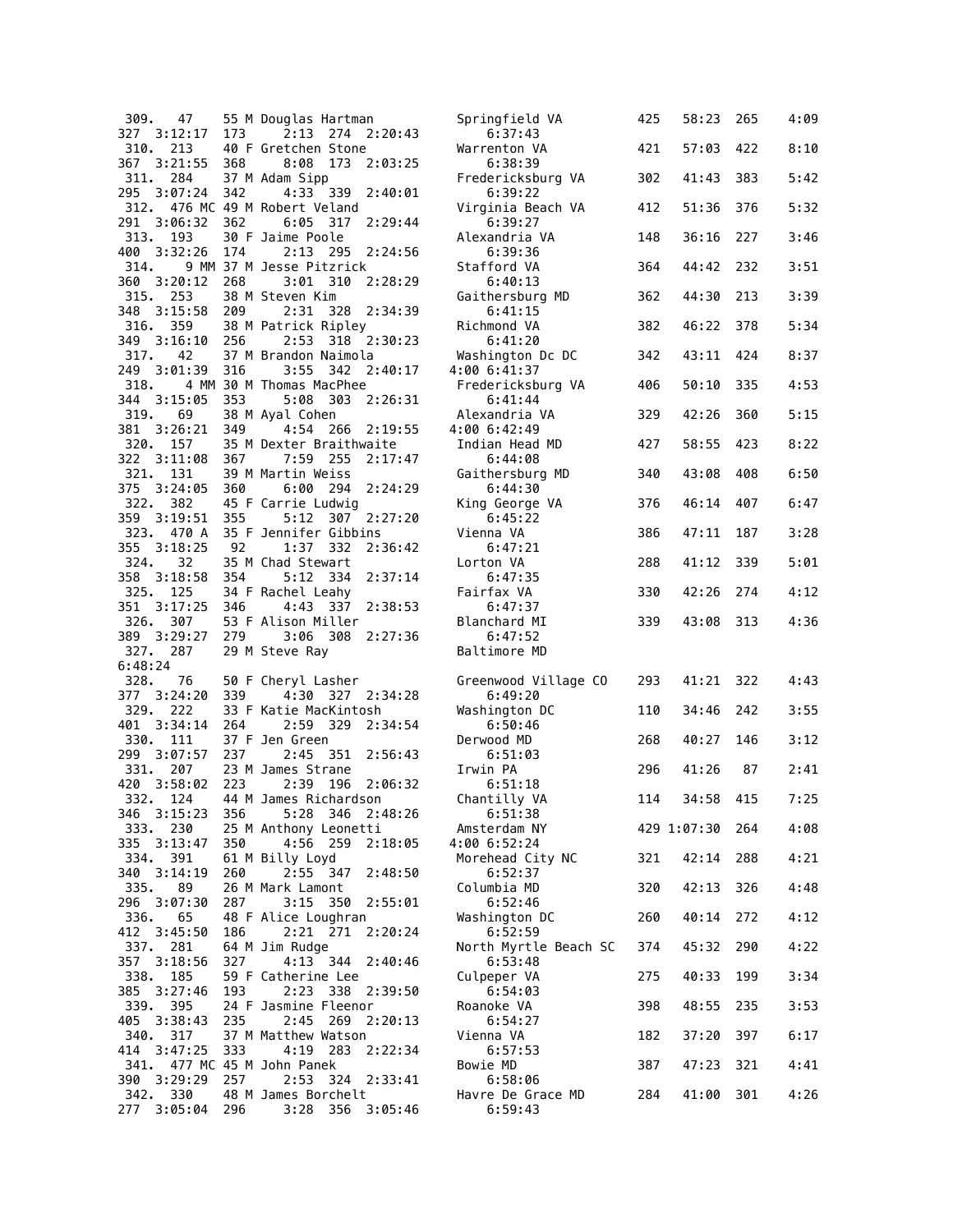```
 309.   47     55 M Douglas Hartman            Springfield VA          425   58:23  265     4:09
327  3:12:17  173     2:13  274  2:20:43         6:37:43
 310.  213     40 F Gretchen Stone             Warrenton VA            421   57:03  422     8:10
367  3:21:55  368     8:08  173  2:03:25         6:38:39
 311.  284     37 M Adam Sipp                  Fredericksburg VA       302   41:43  383     5:42
295  3:07:24  342     4:33  339  2:40:01         6:39:22
 312.  476 MC 49 M Robert Veland               Virginia Beach VA       412   51:36  376     5:32
291  3:06:32  362     6:05  317  2:29:44         6:39:27
 313.  193     30 F Jaime Poole                Alexandria VA           148   36:16  227     3:46
400  3:32:26  174     2:13  295  2:24:56         6:39:36
 314.    9 MM 37 M Jesse Pitzrick              Stafford VA             364   44:42  232     3:51
360  3:20:12  268     3:01  310  2:28:29         6:40:13
 315.  253     38 M Steven Kim                 Gaithersburg MD         362   44:30  213     3:39
348  3:15:58  209     2:31  328  2:34:39         6:41:15
 316.  359     38 M Patrick Ripley             Richmond VA             382   46:22  378     5:34
349  3:16:10  256     2:53  318  2:30:23         6:41:20
 317.   42     37 M Brandon Naimola            Washington Dc DC        342   43:11  424     8:37
249  3:01:39  316     3:55  342  2:40:17      4:00 6:41:37
 318.    4 MM 30 M Thomas MacPhee              Fredericksburg VA       406   50:10  335     4:53
344  3:15:05  353     5:08  303  2:26:31         6:41:44
 319.   69     38 M Ayal Cohen                 Alexandria VA           329   42:26  360     5:15
381  3:26:21  349     4:54  266  2:19:55      4:00 6:42:49
 320.  157     35 M Dexter Braithwaite         Indian Head MD          427   58:55  423     8:22
322  3:11:08  367     7:59  255  2:17:47         6:44:08
 321.  131     39 M Martin Weiss               Gaithersburg MD         340   43:08  408     6:50
375  3:24:05  360     6:00  294  2:24:29         6:44:30
 322.  382     45 F Carrie Ludwig              King George VA          376   46:14  407     6:47
359  3:19:51  355     5:12  307  2:27:20         6:45:22
 323.  470 A   35 F Jennifer Gibbins           Vienna VA               386   47:11  187     3:28
355  3:18:25   92     1:37  332  2:36:42         6:47:21
 324.   32     35 M Chad Stewart               Lorton VA               288   41:12  339     5:01
358  3:18:58  354     5:12  334  2:37:14         6:47:35
 325.  125     34 F Rachel Leahy               Fairfax VA              330   42:26  274     4:12
351  3:17:25  346     4:43  337  2:38:53         6:47:37
 326.  307     53 F Alison Miller              Blanchard MI            339   43:08  313     4:36
389  3:29:27  279     3:06  308  2:27:36         6:47:52
 327.  287     29 M Steve Ray                  Baltimore MD
6:48:24
 328.   76     50 F Cheryl Lasher              Greenwood Village CO    293   41:21  322     4:43
377  3:24:20  339     4:30  327  2:34:28         6:49:20
 329.  222     33 F Katie MacKintosh           Washington DC           110   34:46  242     3:55
401  3:34:14  264     2:59  329  2:34:54         6:50:46
 330.  111     37 F Jen Green                  Derwood MD              268   40:27  146     3:12
299  3:07:57  237     2:45  351  2:56:43         6:51:03
 331.  207     23 M James Strane               Irwin PA                296   41:26   87     2:41
420  3:58:02  223     2:39  196  2:06:32         6:51:18
 332.  124     44 M James Richardson           Chantilly VA            114   34:58  415     7:25
346  3:15:23  356     5:28  346  2:48:26         6:51:38
 333.  230     25 M Anthony Leonetti           Amsterdam NY            429 1:07:30  264     4:08
335  3:13:47  350     4:56  259  2:18:05      4:00 6:52:24
 334.  391     61 M Billy Loyd                 Morehead City NC        321   42:14  288     4:21
340  3:14:19  260     2:55  347  2:48:50         6:52:37
 335.   89     26 M Mark Lamont                Columbia MD             320   42:13  326     4:48
296  3:07:30  287     3:15  350  2:55:01         6:52:46
 336.   65     48 F Alice Loughran             Washington DC           260   40:14  272     4:12
412  3:45:50  186     2:21  271  2:20:24         6:52:59
 337.  281     64 M Jim Rudge                  North Myrtle Beach SC   374   45:32  290     4:22
357  3:18:56  327     4:13  344  2:40:46         6:53:48
 338.  185     59 F Catherine Lee              Culpeper VA             275   40:33  199     3:34
385  3:27:46  193     2:23  338  2:39:50         6:54:03
 339.  395     24 F Jasmine Fleenor            Roanoke VA              398   48:55  235     3:53
405  3:38:43  235     2:45  269  2:20:13         6:54:27
 340.  317     37 M Matthew Watson             Vienna VA               182   37:20  397     6:17
414  3:47:25  333     4:19  283  2:22:34         6:57:53
 341.  477 MC 45 M John Panek                  Bowie MD                387   47:23  321     4:41
390  3:29:29  257     2:53  324  2:33:41         6:58:06
 342.  330     48 M James Borchelt             Havre De Grace MD       284   41:00  301     4:26
277  3:05:04  296     3:28  356  3:05:46         6:59:43
```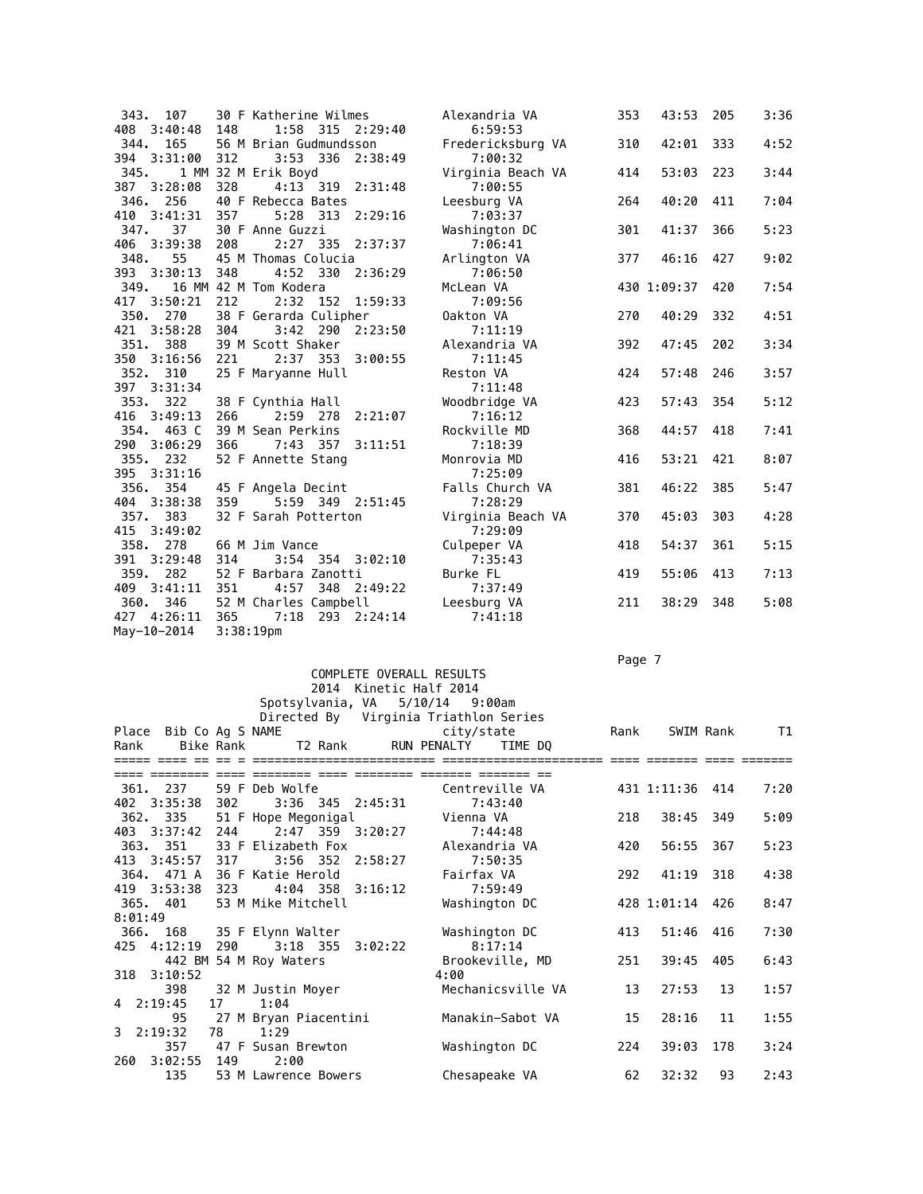| Place | Bib | Co | Ag | S | Name | City/State | Rank | SWIM | Rank | T1 | Rank | Bike | Rank | T2 | Rank | RUN | PENALTY | TIME | DQ |
|---|---|---|---|---|---|---|---|---|---|---|---|---|---|---|---|---|---|---|---|
| 343. | 107 | | 30 | F | Katherine Wilmes | Alexandria VA | 353 | 43:53 | 205 | 3:36 | 408 | 3:40:48 | 148 | 1:58 | 315 | 2:29:40 | | 6:59:53 | |
| 344. | 165 | | 56 | M | Brian Gudmundsson | Fredericksburg VA | 310 | 42:01 | 333 | 4:52 | 394 | 3:31:00 | 312 | 3:53 | 336 | 2:38:49 | | 7:00:32 | |
| 345. | 1 | MM | 32 | M | Erik Boyd | Virginia Beach VA | 414 | 53:03 | 223 | 3:44 | 387 | 3:28:08 | 328 | 4:13 | 319 | 2:31:48 | | 7:00:55 | |
| 346. | 256 | | 40 | F | Rebecca Bates | Leesburg VA | 264 | 40:20 | 411 | 7:04 | 410 | 3:41:31 | 357 | 5:28 | 313 | 2:29:16 | | 7:03:37 | |
| 347. | 37 | | 30 | F | Anne Guzzi | Washington DC | 301 | 41:37 | 366 | 5:23 | 406 | 3:39:38 | 208 | 2:27 | 335 | 2:37:37 | | 7:06:41 | |
| 348. | 55 | | 45 | M | Thomas Colucia | Arlington VA | 377 | 46:16 | 427 | 9:02 | 393 | 3:30:13 | 348 | 4:52 | 330 | 2:36:29 | | 7:06:50 | |
| 349. | 16 | MM | 42 | M | Tom Kodera | McLean VA | 430 | 1:09:37 | 420 | 7:54 | 417 | 3:50:21 | 212 | 2:32 | 152 | 1:59:33 | | 7:09:56 | |
| 350. | 270 | | 38 | F | Gerarda Culipher | Oakton VA | 270 | 40:29 | 332 | 4:51 | 421 | 3:58:28 | 304 | 3:42 | 290 | 2:23:50 | | 7:11:19 | |
| 351. | 388 | | 39 | M | Scott Shaker | Alexandria VA | 392 | 47:45 | 202 | 3:34 | 350 | 3:16:56 | 221 | 2:37 | 353 | 3:00:55 | | 7:11:45 | |
| 352. | 310 | | 25 | F | Maryanne Hull | Reston VA | 424 | 57:48 | 246 | 3:57 | 397 | 3:31:34 | | | | | | 7:11:48 | |
| 353. | 322 | | 38 | F | Cynthia Hall | Woodbridge VA | 423 | 57:43 | 354 | 5:12 | 416 | 3:49:13 | 266 | 2:59 | 278 | 2:21:07 | | 7:16:12 | |
| 354. | 463 | C | 39 | M | Sean Perkins | Rockville MD | 368 | 44:57 | 418 | 7:41 | 290 | 3:06:29 | 366 | 7:43 | 357 | 3:11:51 | | 7:18:39 | |
| 355. | 232 | | 52 | F | Annette Stang | Monrovia MD | 416 | 53:21 | 421 | 8:07 | 395 | 3:31:16 | | | | | | 7:25:09 | |
| 356. | 354 | | 45 | F | Angela Decint | Falls Church VA | 381 | 46:22 | 385 | 5:47 | 404 | 3:38:38 | 359 | 5:59 | 349 | 2:51:45 | | 7:28:29 | |
| 357. | 383 | | 32 | F | Sarah Potterton | Virginia Beach VA | 370 | 45:03 | 303 | 4:28 | 415 | 3:49:02 | | | | | | 7:29:09 | |
| 358. | 278 | | 66 | M | Jim Vance | Culpeper VA | 418 | 54:37 | 361 | 5:15 | 391 | 3:29:48 | 314 | 3:54 | 354 | 3:02:10 | | 7:35:43 | |
| 359. | 282 | | 52 | F | Barbara Zanotti | Burke FL | 419 | 55:06 | 413 | 7:13 | 409 | 3:41:11 | 351 | 4:57 | 348 | 2:49:22 | | 7:37:49 | |
| 360. | 346 | | 52 | M | Charles Campbell | Leesburg VA | 211 | 38:29 | 348 | 5:08 | 427 | 4:26:11 | 365 | 7:18 | 293 | 2:24:14 | | 7:41:18 | |
| 361. | 237 | | 59 | F | Deb Wolfe | Centreville VA | 431 | 1:11:36 | 414 | 7:20 | 402 | 3:35:38 | 302 | 3:36 | 345 | 2:45:31 | | 7:43:40 | |
| 362. | 335 | | 51 | F | Hope Megonigal | Vienna VA | 218 | 38:45 | 349 | 5:09 | 403 | 3:37:42 | 244 | 2:47 | 359 | 3:20:27 | | 7:44:48 | |
| 363. | 351 | | 33 | F | Elizabeth Fox | Alexandria VA | 420 | 56:55 | 367 | 5:23 | 413 | 3:45:57 | 317 | 3:56 | 352 | 2:58:27 | | 7:50:35 | |
| 364. | 471 | A | 36 | F | Katie Herold | Fairfax VA | 292 | 41:19 | 318 | 4:38 | 419 | 3:53:38 | 323 | 4:04 | 358 | 3:16:12 | | 7:59:49 | |
| 365. | 401 | | 53 | M | Mike Mitchell | Washington DC | 428 | 1:01:14 | 426 | 8:47 | 8:01:49 | | | | | | | | |
| 366. | 168 | | 35 | F | Elynn Walter | Washington DC | 413 | 51:46 | 416 | 7:30 | 425 | 4:12:19 | 290 | 3:18 | 355 | 3:02:22 | | 8:17:14 | |
| | 442 | BM | 54 | M | Roy Waters | Brookeville, MD | 251 | 39:45 | 405 | 6:43 | 318 | 3:10:52 | | | | | 4:00 | | |
| | 398 | | 32 | M | Justin Moyer | Mechanicsville VA | 13 | 27:53 | 13 | 1:57 | 4 | 2:19:45 | 17 | 1:04 | | | | | |
| | 95 | | 27 | M | Bryan Piacentini | Manakin-Sabot VA | 15 | 28:16 | 11 | 1:55 | 3 | 2:19:32 | 78 | 1:29 | | | | | |
| | 357 | | 47 | F | Susan Brewton | Washington DC | 224 | 39:03 | 178 | 3:24 | 260 | 3:02:55 | 149 | 2:00 | | | | | |
| | 135 | | 53 | M | Lawrence Bowers | Chesapeake VA | 62 | 32:32 | 93 | 2:43 | | | | | | | | | |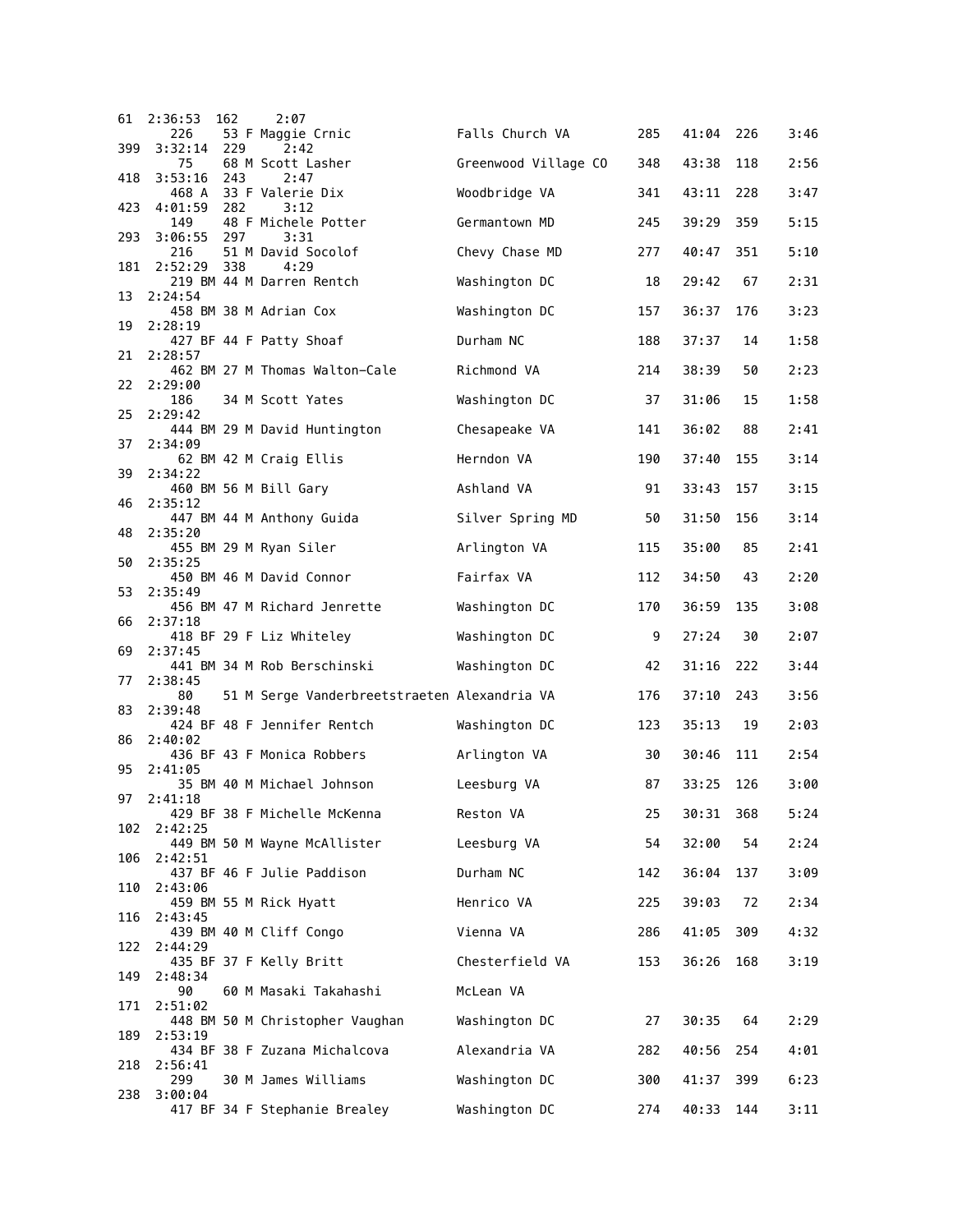```
61  2:36:53  162     2:07
       226    53 F Maggie Crnic                  Falls Church VA        285    41:04  226      3:46
399  3:32:14  229     2:42
        75    68 M Scott Lasher                  Greenwood Village CO   348    43:38  118      2:56
418  3:53:16  243     2:47
       468 A  33 F Valerie Dix                   Woodbridge VA          341    43:11  228      3:47
423  4:01:59  282     3:12
       149    48 F Michele Potter                Germantown MD          245    39:29  359      5:15
293  3:06:55  297     3:31
       216    51 M David Socolof                 Chevy Chase MD         277    40:47  351      5:10
181  2:52:29  338     4:29
       219 BM 44 M Darren Rentch                 Washington DC           18    29:42   67      2:31
13  2:24:54
       458 BM 38 M Adrian Cox                    Washington DC          157    36:37  176      3:23
19  2:28:19
       427 BF 44 F Patty Shoaf                   Durham NC              188    37:37   14      1:58
21  2:28:57
       462 BM 27 M Thomas Walton-Cale            Richmond VA            214    38:39   50      2:23
22  2:29:00
       186    34 M Scott Yates                   Washington DC           37    31:06   15      1:58
25  2:29:42
       444 BM 29 M David Huntington              Chesapeake VA          141    36:02   88      2:41
37  2:34:09
        62 BM 42 M Craig Ellis                   Herndon VA             190    37:40  155      3:14
39  2:34:22
       460 BM 56 M Bill Gary                     Ashland VA              91    33:43  157      3:15
46  2:35:12
       447 BM 44 M Anthony Guida                 Silver Spring MD        50    31:50  156      3:14
48  2:35:20
       455 BM 29 M Ryan Siler                    Arlington VA           115    35:00   85      2:41
50  2:35:25
       450 BM 46 M David Connor                  Fairfax VA             112    34:50   43      2:20
53  2:35:49
       456 BM 47 M Richard Jenrette              Washington DC          170    36:59  135      3:08
66  2:37:18
       418 BF 29 F Liz Whiteley                  Washington DC            9    27:24   30      2:07
69  2:37:45
       441 BM 34 M Rob Berschinski               Washington DC           42    31:16  222      3:44
77  2:38:45
        80    51 M Serge Vanderbreetstraeten Alexandria VA          176    37:10  243      3:56
83  2:39:48
       424 BF 48 F Jennifer Rentch               Washington DC          123    35:13   19      2:03
86  2:40:02
       436 BF 43 F Monica Robbers                Arlington VA            30    30:46  111      2:54
95  2:41:05
        35 BM 40 M Michael Johnson               Leesburg VA             87    33:25  126      3:00
97  2:41:18
       429 BF 38 F Michelle McKenna              Reston VA               25    30:31  368      5:24
102  2:42:25
       449 BM 50 M Wayne McAllister              Leesburg VA             54    32:00   54      2:24
106  2:42:51
       437 BF 46 F Julie Paddison                Durham NC              142    36:04  137      3:09
110  2:43:06
       459 BM 55 M Rick Hyatt                    Henrico VA             225    39:03   72      2:34
116  2:43:45
       439 BM 40 M Cliff Congo                   Vienna VA              286    41:05  309      4:32
122  2:44:29
       435 BF 37 F Kelly Britt                   Chesterfield VA        153    36:26  168      3:19
149  2:48:34
        90    60 M Masaki Takahashi              McLean VA
171  2:51:02
       448 BM 50 M Christopher Vaughan           Washington DC           27    30:35   64      2:29
189  2:53:19
       434 BF 38 F Zuzana Michalcova             Alexandria VA          282    40:56  254      4:01
218  2:56:41
       299    30 M James Williams                Washington DC          300    41:37  399      6:23
238  3:00:04
       417 BF 34 F Stephanie Brealey             Washington DC          274    40:33  144      3:11
```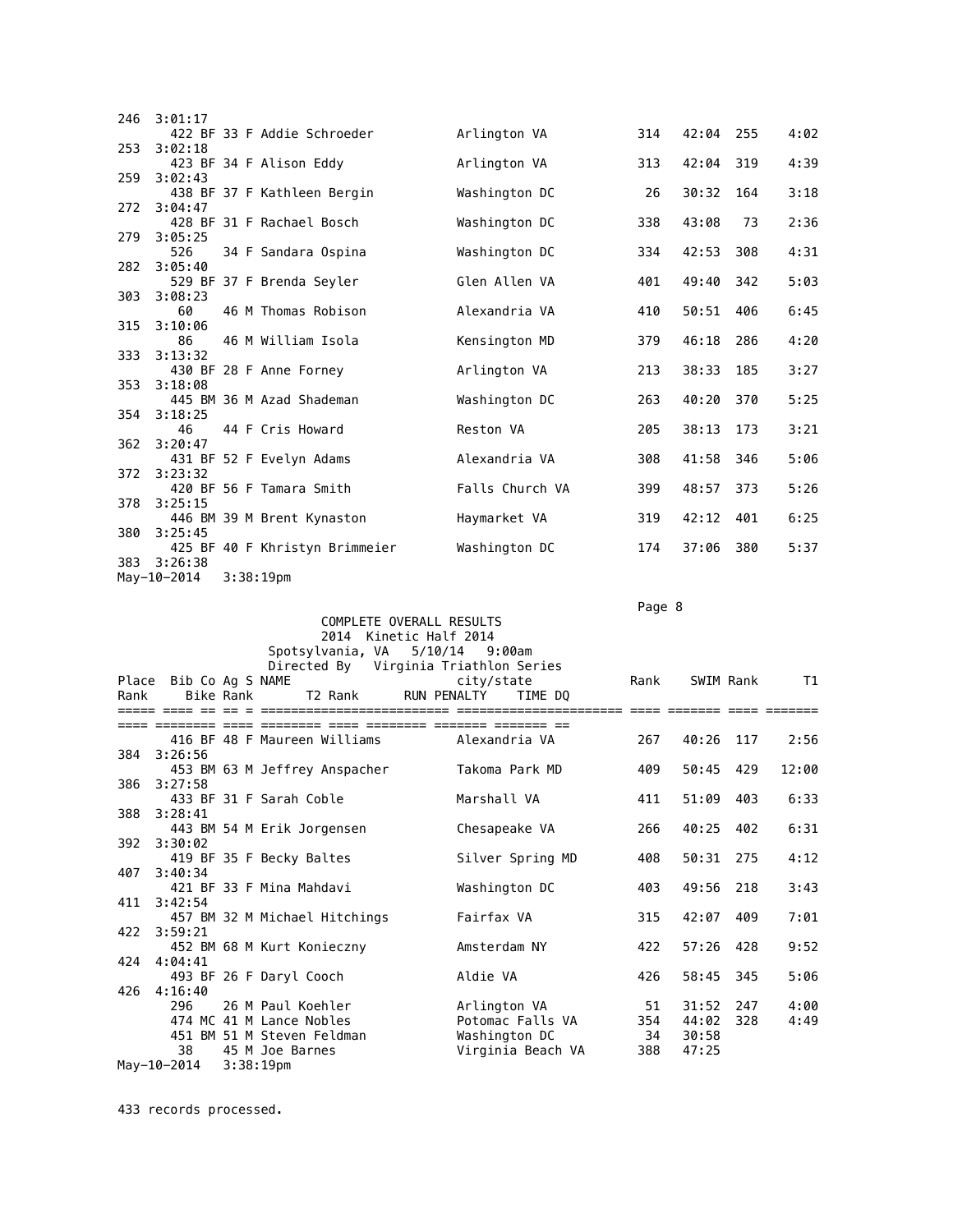```
246  3:01:17
       422 BF 33 F Addie Schroeder          Arlington VA          314   42:04  255    4:02
253  3:02:18
       423 BF 34 F Alison Eddy              Arlington VA          313   42:04  319    4:39
259  3:02:43
       438 BF 37 F Kathleen Bergin          Washington DC          26   30:32  164    3:18
272  3:04:47
       428 BF 31 F Rachael Bosch            Washington DC         338   43:08   73    2:36
279  3:05:25
       526    34 F Sandara Ospina           Washington DC         334   42:53  308    4:31
282  3:05:40
       529 BF 37 F Brenda Seyler            Glen Allen VA         401   49:40  342    5:03
303  3:08:23
        60    46 M Thomas Robison           Alexandria VA         410   50:51  406    6:45
315  3:10:06
        86    46 M William Isola            Kensington MD         379   46:18  286    4:20
333  3:13:32
       430 BF 28 F Anne Forney              Arlington VA          213   38:33  185    3:27
353  3:18:08
       445 BM 36 M Azad Shademan            Washington DC         263   40:20  370    5:25
354  3:18:25
        46    44 F Cris Howard              Reston VA             205   38:13  173    3:21
362  3:20:47
       431 BF 52 F Evelyn Adams             Alexandria VA         308   41:58  346    5:06
372  3:23:32
       420 BF 56 F Tamara Smith             Falls Church VA       399   48:57  373    5:26
378  3:25:15
       446 BM 39 M Brent Kynaston           Haymarket VA          319   42:12  401    6:25
380  3:25:45
       425 BF 40 F Khristyn Brimmeier       Washington DC         174   37:06  380    5:37
383  3:26:38

                    COMPLETE OVERALL RESULTS
                     2014  Kinetic Half 2014
                  Spotsylvania, VA   5/10/14   9:00am
                  Directed By   Virginia Triathlon Series
Place  Bib Co Ag S NAME                     city/state            Rank    SWIM Rank      T1
Rank      Bike Rank      T2 Rank       RUN PENALTY    TIME DQ
===== ==== == == = ======================== ==================== ==== ======= ==== =======
==== ======== ==== ======== ==== ======== ======= ======= ==
       416 BF 48 F Maureen Williams         Alexandria VA         267   40:26  117    2:56
384  3:26:56
       453 BM 63 M Jeffrey Anspacher        Takoma Park MD        409   50:45  429   12:00
386  3:27:58
       433 BF 31 F Sarah Coble              Marshall VA           411   51:09  403    6:33
388  3:28:41
       443 BM 54 M Erik Jorgensen           Chesapeake VA         266   40:25  402    6:31
392  3:30:02
       419 BF 35 F Becky Baltes             Silver Spring MD      408   50:31  275    4:12
407  3:40:34
       421 BF 33 F Mina Mahdavi             Washington DC         403   49:56  218    3:43
411  3:42:54
       457 BM 32 M Michael Hitchings        Fairfax VA            315   42:07  409    7:01
422  3:59:21
       452 BM 68 M Kurt Konieczny           Amsterdam NY          422   57:26  428    9:52
424  4:04:41
       493 BF 26 F Daryl Cooch              Aldie VA              426   58:45  345    5:06
426  4:16:40
       296    26 M Paul Koehler             Arlington VA           51   31:52  247    4:00
       474 MC 41 M Lance Nobles             Potomac Falls VA      354   44:02  328    4:49
       451 BM 51 M Steven Feldman           Washington DC          34   30:58
        38    45 M Joe Barnes               Virginia Beach VA     388   47:25
```

433 records processed.